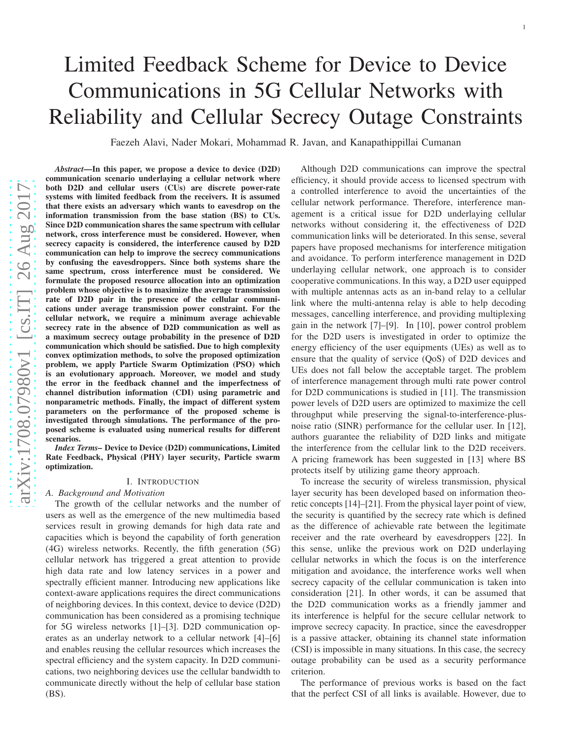# Limited Feedback Scheme for Device to Device Communications in 5G Cellular Networks with Reliability and Cellular Secrecy Outage Constraints

Faezeh Alavi, Nader Mokari, Mohammad R. Javan, and Kanapathippillai Cumanan

***Abstract*—In this paper, we propose a device to device (D2D) communication scenario underlaying a cellular network where both D2D and cellular users (CUs) are discrete power-rate systems with limited feedback from the receivers. It is assumed that there exists an adversary which wants to eavesdrop on the information transmission from the base station (BS) to CUs. Since D2D communication shares the same spectrum with cellular network, cross interference must be considered. However, when secrecy capacity is considered, the interference caused by D2D communication can help to improve the secrecy communications by confusing the eavesdroppers. Since both systems share the same spectrum, cross interference must be considered. We formulate the proposed resource allocation into an optimization problem whose objective is to maximize the average transmission rate of D2D pair in the presence of the cellular communications under average transmission power constraint. For the cellular network, we require a minimum average achievable secrecy rate in the absence of D2D communication as well as a maximum secrecy outage probability in the presence of D2D communication which should be satisfied. Due to high complexity convex optimization methods, to solve the proposed optimization problem, we apply Particle Swarm Optimization (PSO) which is an evolutionary approach. Moreover, we model and study the error in the feedback channel and the imperfectness of channel distribution information (CDI) using parametric and nonparametric methods. Finally, the impact of different system parameters on the performance of the proposed scheme is investigated through simulations. The performance of the proposed scheme is evaluated using numerical results for different scenarios.**

***Index Terms*– Device to Device (D2D) communications, Limited Rate Feedback, Physical (PHY) layer security, Particle swarm optimization.**

## I. Introduction

### A. Background and Motivation

The growth of the cellular networks and the number of users as well as the emergence of the new multimedia based services result in growing demands for high data rate and capacities which is beyond the capability of forth generation (4G) wireless networks. Recently, the fifth generation (5G) cellular network has triggered a great attention to provide high data rate and low latency services in a power and spectrally efficient manner. Introducing new applications like context-aware applications requires the direct communications of neighboring devices. In this context, device to device (D2D) communication has been considered as a promising technique for 5G wireless networks [1]–[3]. D2D communication operates as an underlay network to a cellular network [4]–[6] and enables reusing the cellular resources which increases the spectral efficiency and the system capacity. In D2D communications, two neighboring devices use the cellular bandwidth to communicate directly without the help of cellular base station (BS).

Although D2D communications can improve the spectral efficiency, it should provide access to licensed spectrum with a controlled interference to avoid the uncertainties of the cellular network performance. Therefore, interference management is a critical issue for D2D underlaying cellular networks without considering it, the effectiveness of D2D communication links will be deteriorated. In this sense, several papers have proposed mechanisms for interference mitigation and avoidance. To perform interference management in D2D underlaying cellular network, one approach is to consider cooperative communications. In this way, a D2D user equipped with multiple antennas acts as an in-band relay to a cellular link where the multi-antenna relay is able to help decoding messages, cancelling interference, and providing multiplexing gain in the network [7]–[9]. In [10], power control problem for the D2D users is investigated in order to optimize the energy efficiency of the user equipments (UEs) as well as to ensure that the quality of service (QoS) of D2D devices and UEs does not fall below the acceptable target. The problem of interference management through multi rate power control for D2D communications is studied in [11]. The transmission power levels of D2D users are optimized to maximize the cell throughput while preserving the signal-to-interference-plus-noise ratio (SINR) performance for the cellular user. In [12], authors guarantee the reliability of D2D links and mitigate the interference from the cellular link to the D2D receivers. A pricing framework has been suggested in [13] where BS protects itself by utilizing game theory approach.

To increase the security of wireless transmission, physical layer security has been developed based on information theoretic concepts [14]–[21]. From the physical layer point of view, the security is quantified by the secrecy rate which is defined as the difference of achievable rate between the legitimate receiver and the rate overheard by eavesdroppers [22]. In this sense, unlike the previous work on D2D underlaying cellular networks in which the focus is on the interference mitigation and avoidance, the interference works well when secrecy capacity of the cellular communication is taken into consideration [21]. In other words, it can be assumed that the D2D communication works as a friendly jammer and its interference is helpful for the secure cellular network to improve secrecy capacity. In practice, since the eavesdropper is a passive attacker, obtaining its channel state information (CSI) is impossible in many situations. In this case, the secrecy outage probability can be used as a security performance criterion.

The performance of previous works is based on the fact that the perfect CSI of all links is available. However, due to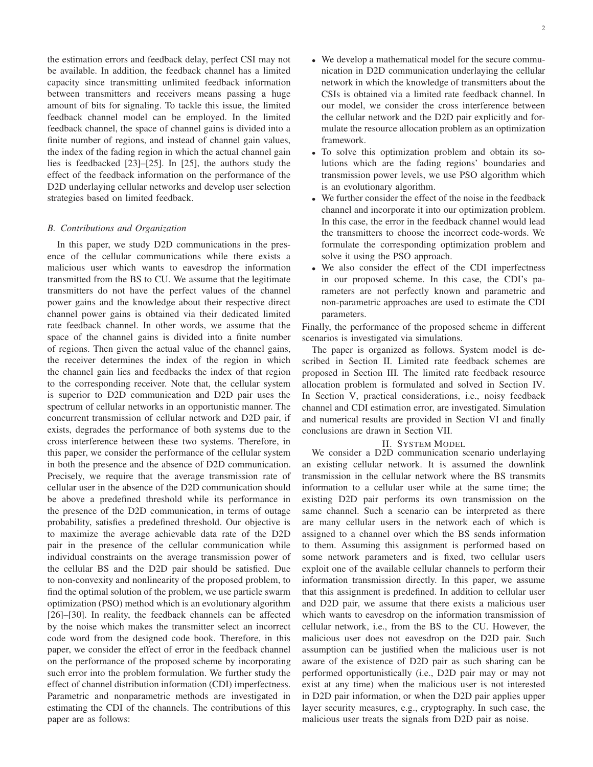the estimation errors and feedback delay, perfect CSI may not be available. In addition, the feedback channel has a limited capacity since transmitting unlimited feedback information between transmitters and receivers means passing a huge amount of bits for signaling. To tackle this issue, the limited feedback channel model can be employed. In the limited feedback channel, the space of channel gains is divided into a finite number of regions, and instead of channel gain values, the index of the fading region in which the actual channel gain lies is feedbacked [23]–[25]. In [25], the authors study the effect of the feedback information on the performance of the D2D underlaying cellular networks and develop user selection strategies based on limited feedback.

### B. Contributions and Organization

In this paper, we study D2D communications in the presence of the cellular communications while there exists a malicious user which wants to eavesdrop the information transmitted from the BS to CU. We assume that the legitimate transmitters do not have the perfect values of the channel power gains and the knowledge about their respective direct channel power gains is obtained via their dedicated limited rate feedback channel. In other words, we assume that the space of the channel gains is divided into a finite number of regions. Then given the actual value of the channel gains, the receiver determines the index of the region in which the channel gain lies and feedbacks the index of that region to the corresponding receiver. Note that, the cellular system is superior to D2D communication and D2D pair uses the spectrum of cellular networks in an opportunistic manner. The concurrent transmission of cellular network and D2D pair, if exists, degrades the performance of both systems due to the cross interference between these two systems. Therefore, in this paper, we consider the performance of the cellular system in both the presence and the absence of D2D communication. Precisely, we require that the average transmission rate of cellular user in the absence of the D2D communication should be above a predefined threshold while its performance in the presence of the D2D communication, in terms of outage probability, satisfies a predefined threshold. Our objective is to maximize the average achievable data rate of the D2D pair in the presence of the cellular communication while individual constraints on the average transmission power of the cellular BS and the D2D pair should be satisfied. Due to non-convexity and nonlinearity of the proposed problem, to find the optimal solution of the problem, we use particle swarm optimization (PSO) method which is an evolutionary algorithm [26]–[30]. In reality, the feedback channels can be affected by the noise which makes the transmitter select an incorrect code word from the designed code book. Therefore, in this paper, we consider the effect of error in the feedback channel on the performance of the proposed scheme by incorporating such error into the problem formulation. We further study the effect of channel distribution information (CDI) imperfectness. Parametric and nonparametric methods are investigated in estimating the CDI of the channels. The contributions of this paper are as follows:

- We develop a mathematical model for the secure communication in D2D communication underlaying the cellular network in which the knowledge of transmitters about the CSIs is obtained via a limited rate feedback channel. In our model, we consider the cross interference between the cellular network and the D2D pair explicitly and formulate the resource allocation problem as an optimization framework.
- To solve this optimization problem and obtain its solutions which are the fading regions' boundaries and transmission power levels, we use PSO algorithm which is an evolutionary algorithm.
- We further consider the effect of the noise in the feedback channel and incorporate it into our optimization problem. In this case, the error in the feedback channel would lead the transmitters to choose the incorrect code-words. We formulate the corresponding optimization problem and solve it using the PSO approach.
- We also consider the effect of the CDI imperfectness in our proposed scheme. In this case, the CDI's parameters are not perfectly known and parametric and non-parametric approaches are used to estimate the CDI parameters.

Finally, the performance of the proposed scheme in different scenarios is investigated via simulations.

The paper is organized as follows. System model is described in Section II. Limited rate feedback schemes are proposed in Section III. The limited rate feedback resource allocation problem is formulated and solved in Section IV. In Section V, practical considerations, i.e., noisy feedback channel and CDI estimation error, are investigated. Simulation and numerical results are provided in Section VI and finally conclusions are drawn in Section VII.

## II. System Model

We consider a D2D communication scenario underlaying an existing cellular network. It is assumed the downlink transmission in the cellular network where the BS transmits information to a cellular user while at the same time; the existing D2D pair performs its own transmission on the same channel. Such a scenario can be interpreted as there are many cellular users in the network each of which is assigned to a channel over which the BS sends information to them. Assuming this assignment is performed based on some network parameters and is fixed, two cellular users exploit one of the available cellular channels to perform their information transmission directly. In this paper, we assume that this assignment is predefined. In addition to cellular user and D2D pair, we assume that there exists a malicious user which wants to eavesdrop on the information transmission of cellular network, i.e., from the BS to the CU. However, the malicious user does not eavesdrop on the D2D pair. Such assumption can be justified when the malicious user is not aware of the existence of D2D pair as such sharing can be performed opportunistically (i.e., D2D pair may or may not exist at any time) when the malicious user is not interested in D2D pair information, or when the D2D pair applies upper layer security measures, e.g., cryptography. In such case, the malicious user treats the signals from D2D pair as noise.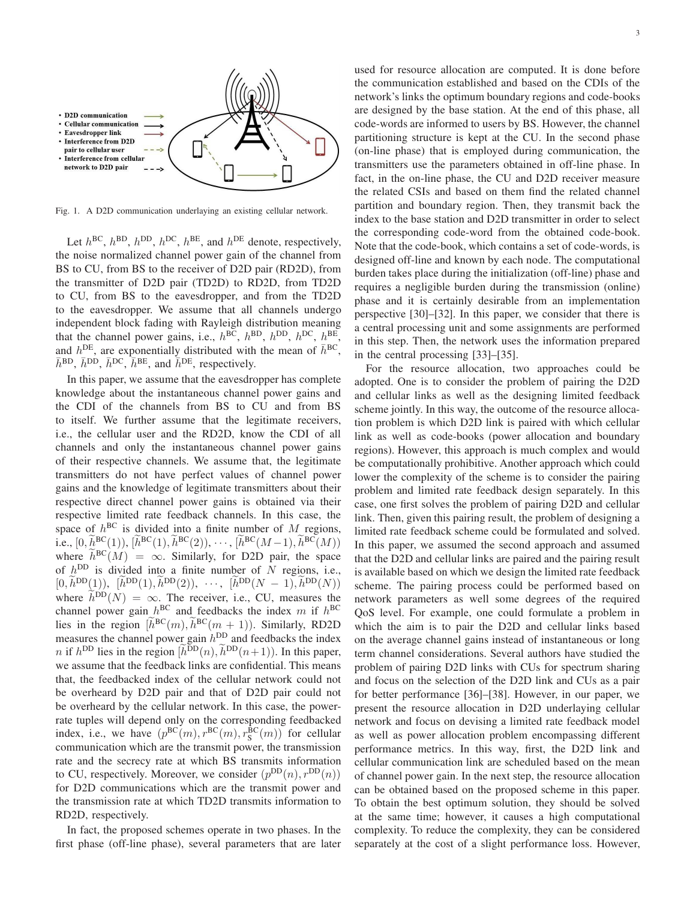Fig. 1. A D2D communication underlaying an existing cellular network.

Let $h^{\rm BC}$, $h^{\rm BD}$, $h^{\rm DD}$, $h^{\rm DC}$, $h^{\rm BE}$, and $h^{\rm DE}$ denote, respectively, the noise normalized channel power gain of the channel from BS to CU, from BS to the receiver of D2D pair (RD2D), from the transmitter of D2D pair (TD2D) to RD2D, from TD2D to CU, from BS to the eavesdropper, and from the TD2D to the eavesdropper. We assume that all channels undergo independent block fading with Rayleigh distribution meaning that the channel power gains, i.e., $h^{\rm BC}$, $h^{\rm BD}$, $h^{\rm DD}$, $h^{\rm DC}$, $h^{\rm BE}$, and $h^{\rm DE}$, are exponentially distributed with the mean of $\bar{h}^{\rm BC}$, $\bar{h}^{\rm BD}$, $\bar{h}^{\rm DD}$, $\bar{h}^{\rm DC}$, $\bar{h}^{\rm BE}$, and $\bar{h}^{\rm DE}$, respectively.

In this paper, we assume that the eavesdropper has complete knowledge about the instantaneous channel power gains and the CDI of the channels from BS to CU and from BS to itself. We further assume that the legitimate receivers, i.e., the cellular user and the RD2D, know the CDI of all channels and only the instantaneous channel power gains of their respective channels. We assume that, the legitimate transmitters do not have perfect values of channel power gains and the knowledge of legitimate transmitters about their respective direct channel power gains is obtained via their respective limited rate feedback channels. In this case, the space of $h^{\rm BC}$ is divided into a finite number of $M$ regions, i.e., $[0, \widetilde{h}^{\rm BC}(1))$, $[\widetilde{h}^{\rm BC}(1), \widetilde{h}^{\rm BC}(2))$, $\cdots$, $[\widetilde{h}^{\rm BC}(M-1), \widetilde{h}^{\rm BC}(M))$ where $\widetilde{h}^{\rm BC}(M) = \infty$. Similarly, for D2D pair, the space of $h^{\rm DD}$ is divided into a finite number of $N$ regions, i.e., $[0, \widetilde{h}^{\rm DD}(1))$, $[\widetilde{h}^{\rm DD}(1), \widetilde{h}^{\rm DD}(2))$, $\cdots$, $[\widetilde{h}^{\rm DD}(N-1), \widetilde{h}^{\rm DD}(N))$ where $\widetilde{h}^{\rm DD}(N) = \infty$. The receiver, i.e., CU, measures the channel power gain $h^{\rm BC}$ and feedbacks the index $m$ if $h^{\rm BC}$ lies in the region $[\widetilde{h}^{\rm BC}(m), \widetilde{h}^{\rm BC}(m+1))$. Similarly, RD2D measures the channel power gain $h^{\rm DD}$ and feedbacks the index $n$ if $h^{\rm DD}$ lies in the region $[\widetilde{h}^{\rm DD}(n), \widetilde{h}^{\rm DD}(n+1))$. In this paper, we assume that the feedback links are confidential. This means that, the feedbacked index of the cellular network could not be overheard by D2D pair and that of D2D pair could not be overheard by the cellular network. In this case, the power-rate tuples will depend only on the corresponding feedbacked index, i.e., we have $(p^{\rm BC}(m), r^{\rm BC}(m), r_{\rm S}^{\rm BC}(m))$ for cellular communication which are the transmit power, the transmission rate and the secrecy rate at which BS transmits information to CU, respectively. Moreover, we consider $(p^{\rm DD}(n), r^{\rm DD}(n))$ for D2D communications which are the transmit power and the transmission rate at which TD2D transmits information to RD2D, respectively.

In fact, the proposed schemes operate in two phases. In the first phase (off-line phase), several parameters that are later used for resource allocation are computed. It is done before the communication established and based on the CDIs of the network's links the optimum boundary regions and code-books are designed by the base station. At the end of this phase, all code-words are informed to users by BS. However, the channel partitioning structure is kept at the CU. In the second phase (on-line phase) that is employed during communication, the transmitters use the parameters obtained in off-line phase. In fact, in the on-line phase, the CU and D2D receiver measure the related CSIs and based on them find the related channel partition and boundary region. Then, they transmit back the index to the base station and D2D transmitter in order to select the corresponding code-word from the obtained code-book. Note that the code-book, which contains a set of code-words, is designed off-line and known by each node. The computational burden takes place during the initialization (off-line) phase and requires a negligible burden during the transmission (online) phase and it is certainly desirable from an implementation perspective [30]–[32]. In this paper, we consider that there is a central processing unit and some assignments are performed in this step. Then, the network uses the information prepared in the central processing [33]–[35].

For the resource allocation, two approaches could be adopted. One is to consider the problem of pairing the D2D and cellular links as well as the designing limited feedback scheme jointly. In this way, the outcome of the resource allocation problem is which D2D link is paired with which cellular link as well as code-books (power allocation and boundary regions). However, this approach is much complex and would be computationally prohibitive. Another approach which could lower the complexity of the scheme is to consider the pairing problem and limited rate feedback design separately. In this case, one first solves the problem of pairing D2D and cellular link. Then, given this pairing result, the problem of designing a limited rate feedback scheme could be formulated and solved. In this paper, we assumed the second approach and assumed that the D2D and cellular links are paired and the pairing result is available based on which we design the limited rate feedback scheme. The pairing process could be performed based on network parameters as well some degrees of the required QoS level. For example, one could formulate a problem in which the aim is to pair the D2D and cellular links based on the average channel gains instead of instantaneous or long term channel considerations. Several authors have studied the problem of pairing D2D links with CUs for spectrum sharing and focus on the selection of the D2D link and CUs as a pair for better performance [36]–[38]. However, in our paper, we present the resource allocation in D2D underlaying cellular network and focus on devising a limited rate feedback model as well as power allocation problem encompassing different performance metrics. In this way, first, the D2D link and cellular communication link are scheduled based on the mean of channel power gain. In the next step, the resource allocation can be obtained based on the proposed scheme in this paper. To obtain the best optimum solution, they should be solved at the same time; however, it causes a high computational complexity. To reduce the complexity, they can be considered separately at the cost of a slight performance loss. However,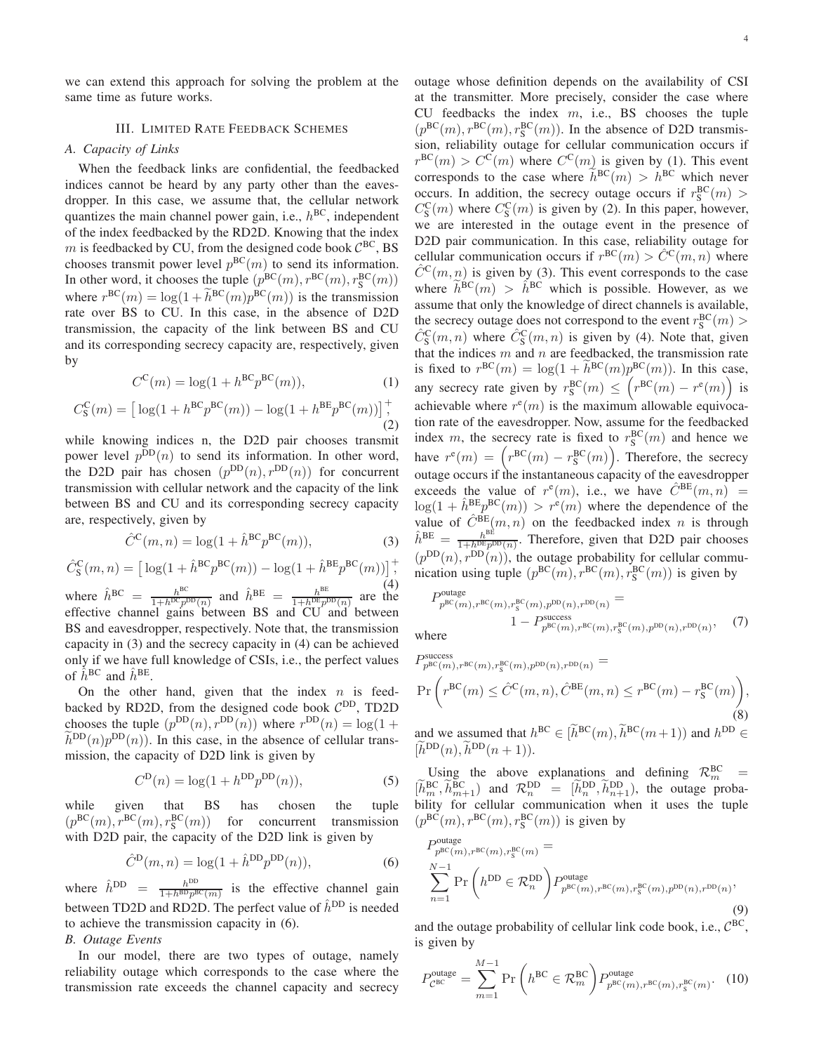we can extend this approach for solving the problem at the same time as future works.

## III. Limited Rate Feedback Schemes

### A. Capacity of Links

When the feedback links are confidential, the feedbacked indices cannot be heard by any party other than the eavesdropper. In this case, we assume that, the cellular network quantizes the main channel power gain, i.e., $h^{\text{BC}}$, independent of the index feedbacked by the RD2D. Knowing that the index $m$ is feedbacked by CU, from the designed code book $\mathcal{C}^{\text{BC}}$, BS chooses transmit power level $p^{\text{BC}}(m)$ to send its information. In other word, it chooses the tuple $(p^{\text{BC}}(m), r^{\text{BC}}(m), r_{\text{S}}^{\text{BC}}(m))$ where $r^{\text{BC}}(m) = \log(1 + \widetilde{h}^{\text{BC}}(m)p^{\text{BC}}(m))$ is the transmission rate over BS to CU. In this case, in the absence of D2D transmission, the capacity of the link between BS and CU and its corresponding secrecy capacity are, respectively, given by

$$C^{\text{C}}(m) = \log(1 + h^{\text{BC}}p^{\text{BC}}(m)), \tag{1}$$

$$C_{\text{S}}^{\text{C}}(m) = \big[\log(1 + h^{\text{BC}}p^{\text{BC}}(m)) - \log(1 + h^{\text{BE}}p^{\text{BC}}(m))\big]^{+}, \tag{2}$$

while knowing indices n, the D2D pair chooses transmit power level $p^{\text{DD}}(n)$ to send its information. In other word, the D2D pair has chosen $(p^{\text{DD}}(n), r^{\text{DD}}(n))$ for concurrent transmission with cellular network and the capacity of the link between BS and CU and its corresponding secrecy capacity are, respectively, given by

$$\hat{C}^{\text{C}}(m,n) = \log(1 + \hat{h}^{\text{BC}}p^{\text{BC}}(m)), \tag{3}$$

$$\hat{C}_{\text{S}}^{\text{C}}(m,n) = \big[\log(1 + \hat{h}^{\text{BC}}p^{\text{BC}}(m)) - \log(1 + \hat{h}^{\text{BE}}p^{\text{BC}}(m))\big]^{+}, \tag{4}$$

where $\hat{h}^{\text{BC}} = \frac{h^{\text{BC}}}{1+h^{\text{DC}}p^{\text{DD}}(n)}$ and $\hat{h}^{\text{BE}} = \frac{h^{\text{BE}}}{1+h^{\text{DE}}p^{\text{DD}}(n)}$ are the effective channel gains between BS and CU and between BS and eavesdropper, respectively. Note that, the transmission capacity in (3) and the secrecy capacity in (4) can be achieved only if we have full knowledge of CSIs, i.e., the perfect values of $\hat{h}^{\text{BC}}$ and $\hat{h}^{\text{BE}}$.

On the other hand, given that the index $n$ is feedbacked by RD2D, from the designed code book $\mathcal{C}^{\text{DD}}$, TD2D chooses the tuple $(p^{\text{DD}}(n), r^{\text{DD}}(n))$ where $r^{\text{DD}}(n) = \log(1 + \widetilde{h}^{\text{DD}}(n)p^{\text{DD}}(n))$. In this case, in the absence of cellular transmission, the capacity of D2D link is given by

$$C^{\text{D}}(n) = \log(1 + h^{\text{DD}}p^{\text{DD}}(n)), \tag{5}$$

while given that BS has chosen the tuple $(p^{\text{BC}}(m), r^{\text{BC}}(m), r_{\text{S}}^{\text{BC}}(m))$ for concurrent transmission with D2D pair, the capacity of the D2D link is given by

$$\hat{C}^{\text{D}}(m,n) = \log(1 + \hat{h}^{\text{DD}}p^{\text{DD}}(n)), \tag{6}$$

where $\hat{h}^{\text{DD}} = \frac{h^{\text{DD}}}{1+h^{\text{BD}}p^{\text{BC}}(m)}$ is the effective channel gain between TD2D and RD2D. The perfect value of $\hat{h}^{\text{DD}}$ is needed to achieve the transmission capacity in (6).

### B. Outage Events

In our model, there are two types of outage, namely reliability outage which corresponds to the case where the transmission rate exceeds the channel capacity and secrecy outage whose definition depends on the availability of CSI at the transmitter. More precisely, consider the case where CU feedbacks the index $m$, i.e., BS chooses the tuple $(p^{\text{BC}}(m), r^{\text{BC}}(m), r_{\text{S}}^{\text{BC}}(m))$. In the absence of D2D transmission, reliability outage for cellular communication occurs if $r^{\text{BC}}(m) > C^{\text{C}}(m)$ where $C^{\text{C}}(m)$ is given by (1). This event corresponds to the case where $\widetilde{h}^{\text{BC}}(m) > h^{\text{BC}}$ which never occurs. In addition, the secrecy outage occurs if $r_{\text{S}}^{\text{BC}}(m) > C_{\text{S}}^{\text{C}}(m)$ where $C_{\text{S}}^{\text{C}}(m)$ is given by (2). In this paper, however, we are interested in the outage event in the presence of D2D pair communication. In this case, reliability outage for cellular communication occurs if $r^{\text{BC}}(m) > \hat{C}^{\text{C}}(m,n)$ where $\hat{C}^{\text{C}}(m,n)$ is given by (3). This event corresponds to the case where $\widetilde{h}^{\text{BC}}(m) > \hat{h}^{\text{BC}}$ which is possible. However, as we assume that only the knowledge of direct channels is available, the secrecy outage does not correspond to the event $r_{\text{S}}^{\text{BC}}(m) > \hat{C}_{\text{S}}^{\text{C}}(m,n)$ where $\hat{C}_{\text{S}}^{\text{C}}(m,n)$ is given by (4). Note that, given that the indices $m$ and $n$ are feedbacked, the transmission rate is fixed to $r^{\text{BC}}(m) = \log(1 + \widetilde{h}^{\text{BC}}(m)p^{\text{BC}}(m))$. In this case, any secrecy rate given by $r_{\text{S}}^{\text{BC}}(m) \leq \Big(r^{\text{BC}}(m) - r^{\text{e}}(m)\Big)$ is achievable where $r^{\text{e}}(m)$ is the maximum allowable equivocation rate of the eavesdropper. Now, assume for the feedbacked index $m$, the secrecy rate is fixed to $r_{\text{S}}^{\text{BC}}(m)$ and hence we have $r^{\text{e}}(m) = \Big(r^{\text{BC}}(m) - r_{\text{S}}^{\text{BC}}(m)\Big)$. Therefore, the secrecy outage occurs if the instantaneous capacity of the eavesdropper exceeds the value of $r^{\text{e}}(m)$, i.e., we have $\hat{C}^{\text{BE}}(m,n) = \log(1 + \hat{h}^{\text{BE}}p^{\text{BC}}(m)) > r^{\text{e}}(m)$ where the dependence of the value of $\hat{C}^{\text{BE}}(m,n)$ on the feedbacked index $n$ is through $\hat{h}^{\text{BE}} = \frac{h^{\text{BE}}}{1+h^{\text{DE}}p^{\text{DD}}(n)}$. Therefore, given that D2D pair chooses $(p^{\text{DD}}(n), r^{\text{DD}}(n))$, the outage probability for cellular communication using tuple $(p^{\text{BC}}(m), r^{\text{BC}}(m), r_{\text{S}}^{\text{BC}}(m))$ is given by

$$P^{\text{outage}}_{p^{\text{BC}}(m),r^{\text{BC}}(m),r_{\text{S}}^{\text{BC}}(m),p^{\text{DD}}(n),r^{\text{DD}}(n)} = 1 - P^{\text{success}}_{p^{\text{BC}}(m),r^{\text{BC}}(m),r_{\text{S}}^{\text{BC}}(m),p^{\text{DD}}(n),r^{\text{DD}}(n)}, \tag{7}$$

where

$$P^{\text{success}}_{p^{\text{BC}}(m),r^{\text{BC}}(m),r_{\text{S}}^{\text{BC}}(m),p^{\text{DD}}(n),r^{\text{DD}}(n)} = \Pr\left(r^{\text{BC}}(m) \leq \hat{C}^{\text{C}}(m,n), \hat{C}^{\text{BE}}(m,n) \leq r^{\text{BC}}(m) - r_{\text{S}}^{\text{BC}}(m)\right), \tag{8}$$

and we assumed that $h^{\text{BC}} \in [\widetilde{h}^{\text{BC}}(m), \widetilde{h}^{\text{BC}}(m+1))$ and $h^{\text{DD}} \in [\widetilde{h}^{\text{DD}}(n), \widetilde{h}^{\text{DD}}(n+1))$.

Using the above explanations and defining $\mathcal{R}_m^{\text{BC}} = [\widetilde{h}_m^{\text{BC}}, \widetilde{h}_{m+1}^{\text{BC}})$ and $\mathcal{R}_n^{\text{DD}} = [\widetilde{h}_n^{\text{DD}}, \widetilde{h}_{n+1}^{\text{DD}})$, the outage probability for cellular communication when it uses the tuple $(p^{\text{BC}}(m), r^{\text{BC}}(m), r_{\text{S}}^{\text{BC}}(m))$ is given by

$$P^{\text{outage}}_{p^{\text{BC}}(m),r^{\text{BC}}(m),r_{\text{S}}^{\text{BC}}(m)} = \sum_{n=1}^{N-1} \Pr\left(h^{\text{DD}} \in \mathcal{R}_n^{\text{DD}}\right) P^{\text{outage}}_{p^{\text{BC}}(m),r^{\text{BC}}(m),r_{\text{S}}^{\text{BC}}(m),p^{\text{DD}}(n),r^{\text{DD}}(n)}, \tag{9}$$

and the outage probability of cellular link code book, i.e., $\mathcal{C}^{\text{BC}}$, is given by

$$P^{\text{outage}}_{\mathcal{C}^{\text{BC}}} = \sum_{m=1}^{M-1} \Pr\left(h^{\text{BC}} \in \mathcal{R}_m^{\text{BC}}\right) P^{\text{outage}}_{p^{\text{BC}}(m),r^{\text{BC}}(m),r_{\text{S}}^{\text{BC}}(m)}. \tag{10}$$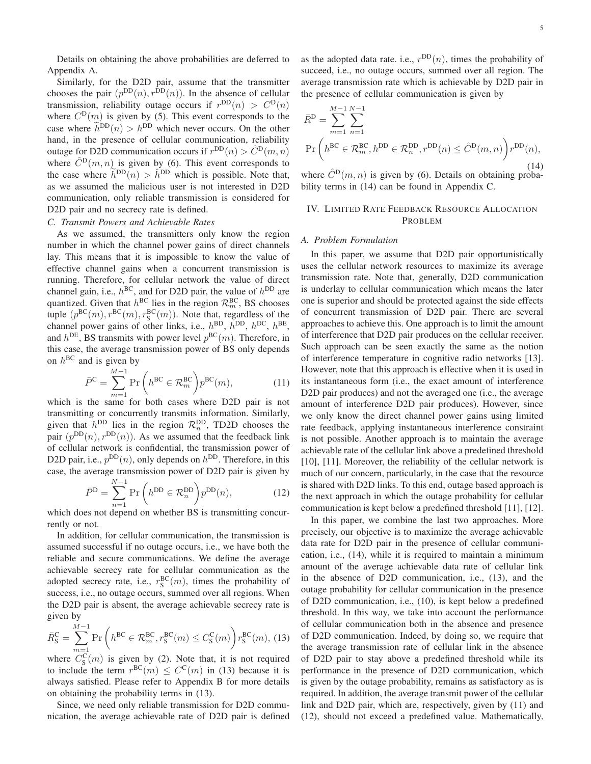Details on obtaining the above probabilities are deferred to Appendix A.

Similarly, for the D2D pair, assume that the transmitter chooses the pair $(p^{\text{DD}}(n), r^{\text{DD}}(n))$. In the absence of cellular transmission, reliability outage occurs if $r^{\text{DD}}(n) > C^{\text{D}}(n)$ where $C^{\text{D}}(m)$ is given by (5). This event corresponds to the case where $\widetilde{h}^{\text{DD}}(n) > h^{\text{DD}}$ which never occurs. On the other hand, in the presence of cellular communication, reliability outage for D2D communication occurs if $r^{\text{DD}}(n) > \hat{C}^{\text{D}}(m, n)$ where $\hat{C}^{\text{D}}(m, n)$ is given by (6). This event corresponds to the case where $\widetilde{h}^{\text{DD}}(n) > \hat{h}^{\text{DD}}$ which is possible. Note that, as we assumed the malicious user is not interested in D2D communication, only reliable transmission is considered for D2D pair and no secrecy rate is defined.

### C. Transmit Powers and Achievable Rates

As we assumed, the transmitters only know the region number in which the channel power gains of direct channels lay. This means that it is impossible to know the value of effective channel gains when a concurrent transmission is running. Therefore, for cellular network the value of direct channel gain, i.e., $h^{\text{BC}}$, and for D2D pair, the value of $h^{\text{DD}}$ are quantized. Given that $h^{\text{BC}}$ lies in the region $\mathcal{R}_m^{\text{BC}}$, BS chooses tuple $(p^{\text{BC}}(m), r^{\text{BC}}(m), r_{\text{S}}^{\text{BC}}(m))$. Note that, regardless of the channel power gains of other links, i.e., $h^{\text{BD}}$, $h^{\text{DD}}$, $h^{\text{DC}}$, $h^{\text{BE}}$, and $h^{\text{DE}}$, BS transmits with power level $p^{\text{BC}}(m)$. Therefore, in this case, the average transmission power of BS only depends on $h^{\text{BC}}$ and is given by

$$\bar{P}^{\text{C}} = \sum_{m=1}^{M-1} \Pr\left(h^{\text{BC}} \in \mathcal{R}_m^{\text{BC}}\right) p^{\text{BC}}(m), \tag{11}$$

which is the same for both cases where D2D pair is not transmitting or concurrently transmits information. Similarly, given that $h^{\text{DD}}$ lies in the region $\mathcal{R}_n^{\text{DD}}$, TD2D chooses the pair $(p^{\text{DD}}(n), r^{\text{DD}}(n))$. As we assumed that the feedback link of cellular network is confidential, the transmission power of D2D pair, i.e., $p^{\text{DD}}(n)$, only depends on $h^{\text{DD}}$. Therefore, in this case, the average transmission power of D2D pair is given by

$$\bar{P}^{\text{D}} = \sum_{n=1}^{N-1} \Pr\left(h^{\text{DD}} \in \mathcal{R}_n^{\text{DD}}\right) p^{\text{DD}}(n), \tag{12}$$

which does not depend on whether BS is transmitting concurrently or not.

In addition, for cellular communication, the transmission is assumed successful if no outage occurs, i.e., we have both the reliable and secure communications. We define the average achievable secrecy rate for cellular communication as the adopted secrecy rate, i.e., $r_{\text{S}}^{\text{BC}}(m)$, times the probability of success, i.e., no outage occurs, summed over all regions. When the D2D pair is absent, the average achievable secrecy rate is given by

$$\bar{R}_{\text{S}}^{\text{C}} = \sum_{m=1}^{M-1} \Pr\left(h^{\text{BC}} \in \mathcal{R}_m^{\text{BC}}, r_{\text{S}}^{\text{BC}}(m) \leq C_{\text{S}}^{\text{C}}(m)\right) r_{\text{S}}^{\text{BC}}(m), \tag{13}$$

where $C_{\text{S}}^{\text{C}}(m)$ is given by (2). Note that, it is not required to include the term $r^{\text{BC}}(m) \leq C^{\text{C}}(m)$ in (13) because it is always satisfied. Please refer to Appendix B for more details on obtaining the probability terms in (13).

Since, we need only reliable transmission for D2D communication, the average achievable rate of D2D pair is defined as the adopted data rate. i.e., $r^{\text{DD}}(n)$, times the probability of succeed, i.e., no outage occurs, summed over all region. The average transmission rate which is achievable by D2D pair in the presence of cellular communication is given by

$$\bar{R}^{\text{D}} = \sum_{m=1}^{M-1} \sum_{n=1}^{N-1} \Pr\left(h^{\text{BC}} \in \mathcal{R}_m^{\text{BC}}, h^{\text{DD}} \in \mathcal{R}_n^{\text{DD}}, r^{\text{DD}}(n) \leq \hat{C}^{\text{D}}(m, n)\right) r^{\text{DD}}(n), \tag{14}$$

where $\hat{C}^{\text{D}}(m, n)$ is given by (6). Details on obtaining probability terms in (14) can be found in Appendix C.

## IV. Limited Rate Feedback Resource Allocation Problem

### A. Problem Formulation

In this paper, we assume that D2D pair opportunistically uses the cellular network resources to maximize its average transmission rate. Note that, generally, D2D communication is underlay to cellular communication which means the later one is superior and should be protected against the side effects of concurrent transmission of D2D pair. There are several approaches to achieve this. One approach is to limit the amount of interference that D2D pair produces on the cellular receiver. Such approach can be seen exactly the same as the notion of interference temperature in cognitive radio networks [13]. However, note that this approach is effective when it is used in its instantaneous form (i.e., the exact amount of interference D2D pair produces) and not the averaged one (i.e., the average amount of interference D2D pair produces). However, since we only know the direct channel power gains using limited rate feedback, applying instantaneous interference constraint is not possible. Another approach is to maintain the average achievable rate of the cellular link above a predefined threshold [10], [11]. Moreover, the reliability of the cellular network is much of our concern, particularly, in the case that the resource is shared with D2D links. To this end, outage based approach is the next approach in which the outage probability for cellular communication is kept below a predefined threshold [11], [12].

In this paper, we combine the last two approaches. More precisely, our objective is to maximize the average achievable data rate for D2D pair in the presence of cellular communication, i.e., (14), while it is required to maintain a minimum amount of the average achievable data rate of cellular link in the absence of D2D communication, i.e., (13), and the outage probability for cellular communication in the presence of D2D communication, i.e., (10), is kept below a predefined threshold. In this way, we take into account the performance of cellular communication both in the absence and presence of D2D communication. Indeed, by doing so, we require that the average transmission rate of cellular link in the absence of D2D pair to stay above a predefined threshold while its performance in the presence of D2D communication, which is given by the outage probability, remains as satisfactory as is required. In addition, the average transmit power of the cellular link and D2D pair, which are, respectively, given by (11) and (12), should not exceed a predefined value. Mathematically,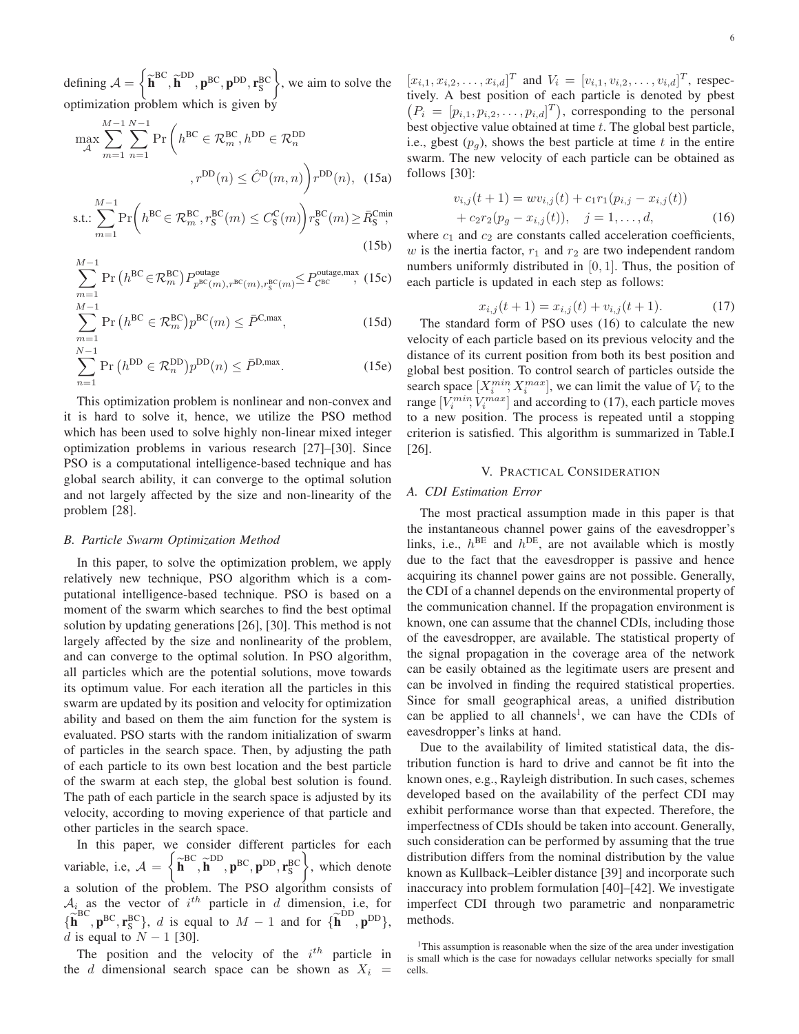defining $\mathcal{A} = \left\{ \widetilde{\mathbf{h}}^{\text{BC}}, \widetilde{\mathbf{h}}^{\text{DD}}, \mathbf{p}^{\text{BC}}, \mathbf{p}^{\text{DD}}, \mathbf{r}_{\text{S}}^{\text{BC}} \right\}$, we aim to solve the optimization problem which is given by

$$\max_{\mathcal{A}} \sum_{m=1}^{M-1} \sum_{n=1}^{N-1} \Pr\bigg( h^{\text{BC}} \in \mathcal{R}_m^{\text{BC}}, h^{\text{DD}} \in \mathcal{R}_n^{\text{DD}} , r^{\text{DD}}(n) \leq \hat{C}^{\text{D}}(m,n) \bigg) r^{\text{DD}}(n), \quad (15a)$$

$$\text{s.t.:} \sum_{m=1}^{M-1} \Pr\bigg( h^{\text{BC}} \in \mathcal{R}_m^{\text{BC}}, r_{\text{S}}^{\text{BC}}(m) \leq C_{\text{S}}^{\text{C}}(m) \bigg) r_{\text{S}}^{\text{BC}}(m) \geq \bar{R}_{\text{S}}^{\text{Cmin}}, \quad (15b)$$

$$\sum_{m=1}^{M-1} \Pr\left( h^{\text{BC}} \in \mathcal{R}_m^{\text{BC}} \right) P^{\text{outage}}_{p^{\text{BC}}(m), r^{\text{BC}}(m), r_{\text{S}}^{\text{BC}}(m)} \leq P^{\text{outage,max}}_{\mathcal{C}^{\text{BC}}}, \quad (15c)$$

$$\sum_{m=1}^{M-1} \Pr\left( h^{\text{BC}} \in \mathcal{R}_m^{\text{BC}} \right) p^{\text{BC}}(m) \leq \bar{P}^{\text{C,max}}, \quad (15d)$$

$$\sum_{n=1}^{N-1} \Pr\left( h^{\text{DD}} \in \mathcal{R}_n^{\text{DD}} \right) p^{\text{DD}}(n) \leq \bar{P}^{\text{D,max}}. \quad (15e)$$

This optimization problem is nonlinear and non-convex and it is hard to solve it, hence, we utilize the PSO method which has been used to solve highly non-linear mixed integer optimization problems in various research [27]–[30]. Since PSO is a computational intelligence-based technique and has global search ability, it can converge to the optimal solution and not largely affected by the size and non-linearity of the problem [28].

### *B. Particle Swarm Optimization Method*

In this paper, to solve the optimization problem, we apply relatively new technique, PSO algorithm which is a computational intelligence-based technique. PSO is based on a moment of the swarm which searches to find the best optimal solution by updating generations [26], [30]. This method is not largely affected by the size and nonlinearity of the problem, and can converge to the optimal solution. In PSO algorithm, all particles which are the potential solutions, move towards its optimum value. For each iteration all the particles in this swarm are updated by its position and velocity for optimization ability and based on them the aim function for the system is evaluated. PSO starts with the random initialization of swarm of particles in the search space. Then, by adjusting the path of each particle to its own best location and the best particle of the swarm at each step, the global best solution is found. The path of each particle in the search space is adjusted by its velocity, according to moving experience of that particle and other particles in the search space.

In this paper, we consider different particles for each variable, i.e, $\mathcal{A} = \left\{ \widetilde{\mathbf{h}}^{\text{BC}}, \widetilde{\mathbf{h}}^{\text{DD}}, \mathbf{p}^{\text{BC}}, \mathbf{p}^{\text{DD}}, \mathbf{r}_{\text{S}}^{\text{BC}} \right\}$, which denote a solution of the problem. The PSO algorithm consists of $\mathcal{A}_i$ as the vector of $i^{th}$ particle in $d$ dimension, i.e, for $\{\widetilde{\mathbf{h}}^{\text{BC}}, \mathbf{p}^{\text{BC}}, \mathbf{r}_{\text{S}}^{\text{BC}}\}$, $d$ is equal to $M-1$ and for $\{\widetilde{\mathbf{h}}^{\text{DD}}, \mathbf{p}^{\text{DD}}\}$, $d$ is equal to $N-1$ [30].

The position and the velocity of the $i^{th}$ particle in the $d$ dimensional search space can be shown as $X_i = [x_{i,1}, x_{i,2}, \ldots, x_{i,d}]^T$ and $V_i = [v_{i,1}, v_{i,2}, \ldots, v_{i,d}]^T$, respectively. A best position of each particle is denoted by pbest $\left(P_i = [p_{i,1}, p_{i,2}, \ldots, p_{i,d}]^T\right)$, corresponding to the personal best objective value obtained at time $t$. The global best particle, i.e., gbest ($p_g$), shows the best particle at time $t$ in the entire swarm. The new velocity of each particle can be obtained as follows [30]:

$$v_{i,j}(t+1) = w v_{i,j}(t) + c_1 r_1 (p_{i,j} - x_{i,j}(t)) + c_2 r_2 (p_g - x_{i,j}(t)), \quad j = 1, \ldots, d, \quad (16)$$

where $c_1$ and $c_2$ are constants called acceleration coefficients, $w$ is the inertia factor, $r_1$ and $r_2$ are two independent random numbers uniformly distributed in $[0, 1]$. Thus, the position of each particle is updated in each step as follows:

$$x_{i,j}(t+1) = x_{i,j}(t) + v_{i,j}(t+1). \quad (17)$$

The standard form of PSO uses (16) to calculate the new velocity of each particle based on its previous velocity and the distance of its current position from both its best position and global best position. To control search of particles outside the search space $[X_i^{min}; X_i^{max}]$, we can limit the value of $V_i$ to the range $[V_i^{min}; V_i^{max}]$ and according to (17), each particle moves to a new position. The process is repeated until a stopping criterion is satisfied. This algorithm is summarized in Table.I [26].

## V. Practical Consideration

### *A. CDI Estimation Error*

The most practical assumption made in this paper is that the instantaneous channel power gains of the eavesdropper's links, i.e., $h^{\text{BE}}$ and $h^{\text{DE}}$, are not available which is mostly due to the fact that the eavesdropper is passive and hence acquiring its channel power gains are not possible. Generally, the CDI of a channel depends on the environmental property of the communication channel. If the propagation environment is known, one can assume that the channel CDIs, including those of the eavesdropper, are available. The statistical property of the signal propagation in the coverage area of the network can be easily obtained as the legitimate users are present and can be involved in finding the required statistical properties. Since for small geographical areas, a unified distribution can be applied to all channels[1], we can have the CDIs of eavesdropper's links at hand.

Due to the availability of limited statistical data, the distribution function is hard to drive and cannot be fit into the known ones, e.g., Rayleigh distribution. In such cases, schemes developed based on the availability of the perfect CDI may exhibit performance worse than that expected. Therefore, the imperfectness of CDIs should be taken into account. Generally, such consideration can be performed by assuming that the true distribution differs from the nominal distribution by the value known as Kullback–Leibler distance [39] and incorporate such inaccuracy into problem formulation [40]–[42]. We investigate imperfect CDI through two parametric and nonparametric methods.

[1]This assumption is reasonable when the size of the area under investigation is small which is the case for nowadays cellular networks specially for small cells.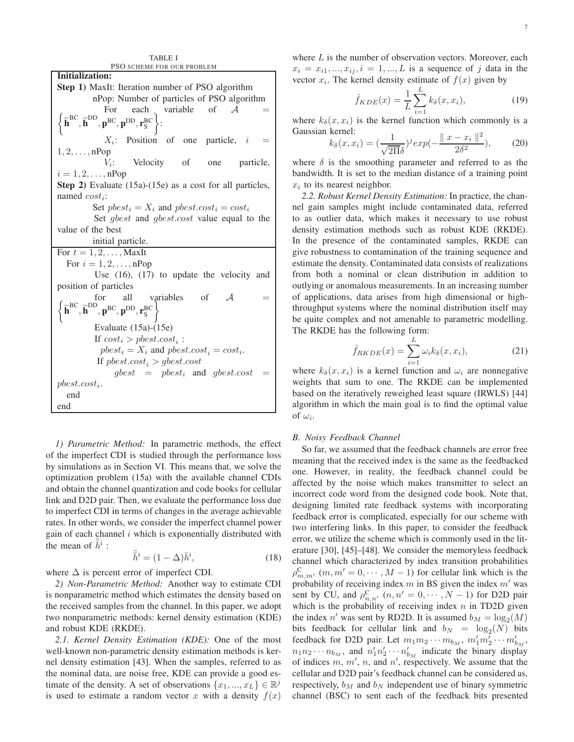TABLE I
PSO SCHEME FOR OUR PROBLEM

**Initialization:**

**Step 1)** MaxIt: Iteration number of PSO algorithm

nPop: Number of particles of PSO algorithm

For each variable of $\mathcal{A} = \left\{\widetilde{\mathbf{h}}^{\rm BC}, \widetilde{\mathbf{h}}^{\rm DD}, \mathbf{p}^{\rm BC}, \mathbf{p}^{\rm DD}, \mathbf{r}_{\rm S}^{\rm BC}\right\}$:

$X_i$: Position of one particle, $i = 1, 2, \ldots, \text{nPop}$

$V_i$: Velocity of one particle, $i = 1, 2, \ldots, \text{nPop}$

**Step 2)** Evaluate (15a)-(15e) as a cost for all particles, named $cost_i$:

Set $pbest_i = X_i$ and $pbest.cost_i = cost_i$

Set $gbest$ and $gbest.cost$ value equal to the value of the best initial particle.

For $t = 1, 2, \ldots, \text{MaxIt}$

For $i = 1, 2, \ldots, \text{nPop}$

Use (16), (17) to update the velocity and position of particles

for all variables of $\mathcal{A} = \left\{\widetilde{\mathbf{h}}^{\rm BC}, \widetilde{\mathbf{h}}^{\rm DD}, \mathbf{p}^{\rm BC}, \mathbf{p}^{\rm DD}, \mathbf{r}_{\rm S}^{\rm BC}\right\}$

Evaluate (15a)-(15e)

If $cost_i > pbest.cost_i$ :

$pbest_i = X_i$ and $pbest.cost_i = cost_i$.

If $pbest.cost_i > gbest.cost$

$gbest = pbest_i$ and $gbest.cost = pbest.cost_i$.

end

end

*1) Parametric Method:* In parametric methods, the effect of the imperfect CDI is studied through the performance loss by simulations as in Section VI. This means that, we solve the optimization problem (15a) with the available channel CDIs and obtain the channel quantization and code books for cellular link and D2D pair. Then, we evaluate the performance loss due to imperfect CDI in terms of changes in the average achievable rates. In other words, we consider the imperfect channel power gain of each channel $i$ which is exponentially distributed with the mean of $\ddot{\bar{h}}^{\rm i}$ :

$$\ddot{\bar{h}}^{\rm i} = (1-\Delta)\bar{h}^{\rm i}, \tag{18}$$

where $\Delta$ is percent error of imperfect CDI.

*2) Non-Parametric Method:* Another way to estimate CDI is nonparametric method which estimates the density based on the received samples from the channel. In this paper, we adopt two nonparametric methods: kernel density estimation (KDE) and robust KDE (RKDE).

*2.1. Kernel Density Estimation (KDE):* One of the most well-known non-parametric density estimation methods is kernel density estimation [43]. When the samples, referred to as the nominal data, are noise free, KDE can provide a good estimate of the density. A set of observations $\{x_1, ..., x_L\} \in \mathbb{R}^j$ is used to estimate a random vector $x$ with a density $f(x)$ where $L$ is the number of observation vectors. Moreover, each $x_i = x_{i1}, ..., x_{ij}, i = 1, ..., L$ is a sequence of $j$ data in the vector $x_i$. The kernel density estimate of $f(x)$ given by

$$\hat{f}_{KDE}(x) = \frac{1}{L}\sum_{i=1}^{L} k_\delta(x, x_i), \tag{19}$$

where $k_\delta(x, x_i)$ is the kernel function which commonly is a Gaussian kernel:

$$k_\delta(x, x_i) = (\frac{1}{\sqrt{2\Pi}\delta})^j exp(-\frac{\parallel x - x_i \parallel^2}{2\delta^2}), \tag{20}$$

where $\delta$ is the smoothing parameter and referred to as the bandwidth. It is set to the median distance of a training point $x_i$ to its nearest neighbor.

*2.2. Robust Kernel Density Estimation:* In practice, the channel gain samples might include contaminated data, referred to as outlier data, which makes it necessary to use robust density estimation methods such as robust KDE (RKDE). In the presence of the contaminated samples, RKDE can give robustness to contamination of the training sequence and estimate the density. Contaminated data consists of realizations from both a nominal or clean distribution in addition to outlying or anomalous measurements. In an increasing number of applications, data arises from high dimensional or high-throughput systems where the nominal distribution itself may be quite complex and not amenable to parametric modelling. The RKDE has the following form:

$$\hat{f}_{RKDE}(x) = \sum_{i=1}^{L} \omega_i k_\delta(x, x_i), \tag{21}$$

where $k_\delta(x, x_i)$ is a kernel function and $\omega_i$ are nonnegative weights that sum to one. The RKDE can be implemented based on the iteratively reweighed least square (IRWLS) [44] algorithm in which the main goal is to find the optimal value of $\omega_i$.

### B. Noisy Feedback Channel

So far, we assumed that the feedback channels are error free meaning that the received index is the same as the feedbacked one. However, in reality, the feedback channel could be affected by the noise which makes transmitter to select an incorrect code word from the designed code book. Note that, designing limited rate feedback systems with incorporating feedback error is complicated, especially for our scheme with two interfering links. In this paper, to consider the feedback error, we utilize the scheme which is commonly used in the literature [30], [45]–[48]. We consider the memoryless feedback channel which characterized by index transition probabilities $\rho^{\rm C}_{m,m'}$ $(m, m' = 0, \cdots, M-1)$ for cellular link which is the probability of receiving index $m$ in BS given the index $m'$ was sent by CU, and $\rho^{\rm C}_{n,n'}$ $(n, n' = 0, \cdots, N-1)$ for D2D pair which is the probability of receiving index $n$ in TD2D given the index $n'$ was sent by RD2D. It is assumed $b_M = \log_2(M)$ bits feedback for cellular link and $b_N = \log_2(N)$ bits feedback for D2D pair. Let $m_1 m_2 \cdots m_{b_M}$, $m'_1 m'_2 \cdots m'_{b_M}$, $n_1 n_2 \cdots n_{b_M}$, and $n'_1 n'_2 \cdots n'_{b_M}$ indicate the binary display of indices $m$, $m'$, $n$, and $n'$, respectively. We assume that the cellular and D2D pair's feedback channel can be considered as, respectively, $b_M$ and $b_N$ independent use of binary symmetric channel (BSC) to sent each of the feedback bits presented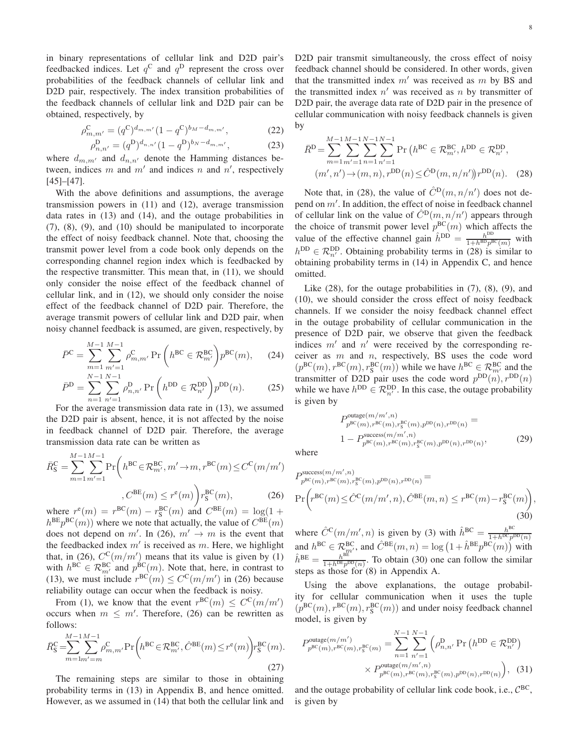in binary representations of cellular link and D2D pair's feedbacked indices. Let $q^{\rm C}$ and $q^{\rm D}$ represent the cross over probabilities of the feedback channels of cellular link and D2D pair, respectively. The index transition probabilities of the feedback channels of cellular link and D2D pair can be obtained, respectively, by

$$\rho^{\rm C}_{m,m'} = (q^{\rm C})^{d_{m,m'}}(1-q^{\rm C})^{b_M - d_{m,m'}}, \tag{22}$$

$$\rho^{\rm D}_{n,n'} = (q^{\rm D})^{d_{n,n'}}(1-q^{\rm D})^{b_N - d_{m,m'}}, \tag{23}$$

where $d_{m,m'}$ and $d_{n,n'}$ denote the Hamming distances between, indices $m$ and $m'$ and indices $n$ and $n'$, respectively [45]–[47].

With the above definitions and assumptions, the average transmission powers in (11) and (12), average transmission data rates in (13) and (14), and the outage probabilities in (7), (8), (9), and (10) should be manipulated to incorporate the effect of noisy feedback channel. Note that, choosing the transmit power level from a code book only depends on the corresponding channel region index which is feedbacked by the respective transmitter. This mean that, in (11), we should only consider the noise effect of the feedback channel of cellular link, and in (12), we should only consider the noise effect of the feedback channel of D2D pair. Therefore, the average transmit powers of cellular link and D2D pair, when noisy channel feedback is assumed, are given, respectively, by

$$\bar{P}^{\rm C} = \sum_{m=1}^{M-1}\sum_{m'=1}^{M-1}\rho^{\rm C}_{m,m'}\Pr\left(h^{\rm BC}\in\mathcal{R}^{\rm BC}_{m'}\right)p^{\rm BC}(m), \tag{24}$$

$$\bar{P}^{\rm D} = \sum_{n=1}^{N-1}\sum_{n'=1}^{N-1}\rho^{\rm D}_{n,n'}\Pr\left(h^{\rm DD}\in\mathcal{R}^{\rm DD}_{n'}\right)p^{\rm DD}(n). \tag{25}$$

For the average transmission data rate in (13), we assumed the D2D pair is absent, hence, it is not affected by the noise in feedback channel of D2D pair. Therefore, the average transmission data rate can be written as

$$\bar{R}^{\rm C}_{\rm S} = \sum_{m=1}^{M-1}\sum_{m'=1}^{M-1}\Pr\Bigg(h^{\rm BC}\in\mathcal{R}^{\rm BC}_{m'}, m'\to m, r^{\rm BC}(m)\le C^{\rm C}(m/m'), C^{\rm BE}(m)\le r^{\rm e}(m)\Bigg)r^{\rm BC}_{\rm S}(m), \tag{26}$$

where $r^{\rm e}(m) = r^{\rm BC}(m) - r^{\rm BC}_{\rm S}(m)$ and $C^{\rm BE}(m) = \log(1 + h^{\rm BE}p^{\rm BC}(m))$ where we note that actually, the value of $C^{\rm BE}(m)$ does not depend on $m'$. In (26), $m'\to m$ is the event that the feedbacked index $m'$ is received as $m$. Here, we highlight that, in (26), $C^{\rm C}(m/m')$ means that its value is given by (1) with $h^{\rm BC}\in\mathcal{R}^{\rm BC}_{m'}$ and $p^{\rm BC}(m)$. Note that, here, in contrast to (13), we must include $r^{\rm BC}(m)\le C^{\rm C}(m/m')$ in (26) because reliability outage can occur when the feedback is noisy.

From (1), we know that the event $r^{\rm BC}(m)\le C^{\rm C}(m/m')$ occurs when $m\le m'$. Therefore, (26) can be rewritten as follows:

$$\bar{R}^{\rm C}_{\rm S} = \sum_{m=1}^{M-1}\sum_{m'=m}^{M-1}\rho^{\rm C}_{m,m'}\Pr\Big(h^{\rm BC}\in\mathcal{R}^{\rm BC}_{m'}, \hat{C}^{\rm BE}(m)\le r^{\rm e}(m)\Big)r^{\rm BC}_{\rm S}(m). \tag{27}$$

The remaining steps are similar to those in obtaining probability terms in (13) in Appendix B, and hence omitted. However, as we assumed in (14) that both the cellular link and D2D pair transmit simultaneously, the cross effect of noisy feedback channel should be considered. In other words, given that the transmitted index $m'$ was received as $m$ by BS and the transmitted index $n'$ was received as $n$ by transmitter of D2D pair, the average data rate of D2D pair in the presence of cellular communication with noisy feedback channels is given by

$$\bar{R}^{\rm D} = \sum_{m=1}^{M-1}\sum_{m'=1}^{M-1}\sum_{n=1}^{N-1}\sum_{n'=1}^{N-1}\Pr\big(h^{\rm BC}\in\mathcal{R}^{\rm BC}_{m'}, h^{\rm DD}\in\mathcal{R}^{\rm DD}_{n'}, (m',n')\to(m,n), r^{\rm DD}(n)\le\hat{C}^{\rm D}(m,n/n')\big)r^{\rm DD}(n). \tag{28}$$

Note that, in (28), the value of $\hat{C}^{\rm D}(m,n/n')$ does not depend on $m'$. In addition, the effect of noise in feedback channel of cellular link on the value of $\hat{C}^{\rm D}(m,n/n')$ appears through the choice of transmit power level $p^{\rm BC}(m)$ which affects the value of the effective channel gain $\hat{h}^{\rm DD} = \frac{h^{\rm DD}}{1+h^{\rm BD}p^{\rm BC}(m)}$ with $h^{\rm DD}\in\mathcal{R}^{\rm DD}_{n'}$. Obtaining probability terms in (28) is similar to obtaining probability terms in (14) in Appendix C, and hence omitted.

Like (28), for the outage probabilities in (7), (8), (9), and (10), we should consider the cross effect of noisy feedback channels. If we consider the noisy feedback channel effect in the outage probability of cellular communication in the presence of D2D pair, we observe that given the feedback indices $m'$ and $n'$ were received by the corresponding receiver as $m$ and $n$, respectively, BS uses the code word $(p^{\rm BC}(m), r^{\rm BC}(m), r^{\rm BC}_{\rm S}(m))$ while we have $h^{\rm BC}\in\mathcal{R}^{\rm BC}_{m'}$ and the transmitter of D2D pair uses the code word $p^{\rm DD}(n), r^{\rm DD}(n)$ while we have $h^{\rm DD}\in\mathcal{R}^{\rm DD}_{n'}$. In this case, the outage probability is given by

$$P^{{\rm outage}(m/m',n)}_{p^{\rm BC}(m),r^{\rm BC}(m),r^{\rm BC}_{\rm S}(m),p^{\rm DD}(n),r^{\rm DD}(n)} = 1 - P^{{\rm success}(m/m',n)}_{p^{\rm BC}(m),r^{\rm BC}(m),r^{\rm BC}_{\rm S}(m),p^{\rm DD}(n),r^{\rm DD}(n)}, \tag{29}$$

where

$$P^{{\rm success}(m/m',n)}_{p^{\rm BC}(m),r^{\rm BC}(m),r^{\rm BC}_{\rm S}(m),p^{\rm DD}(n),r^{\rm DD}(n)} = \Pr\Big(r^{\rm BC}(m)\le\hat{C}^{\rm C}(m/m',n), \hat{C}^{\rm BE}(m,n)\le r^{\rm BC}(m) - r^{\rm BC}_{\rm S}(m)\Big), \tag{30}$$

where $\hat{C}^{\rm C}(m/m',n)$ is given by (3) with $\hat{h}^{\rm BC} = \frac{h^{\rm BC}}{1+h^{\rm DC}p^{\rm DD}(n)}$ and $h^{\rm BC}\in\mathcal{R}^{\rm BC}_{m'}$, and $\hat{C}^{\rm BE}(m,n) = \log\big(1+\hat{h}^{\rm BE}p^{\rm BC}(m)\big)$ with $\hat{h}^{\rm BE} = \frac{h^{\rm BE}}{1+h^{\rm DE}p^{\rm DD}(n)}$. To obtain (30) one can follow the similar steps as those for (8) in Appendix A.

Using the above explanations, the outage probability for cellular communication when it uses the tuple $(p^{\rm BC}(m), r^{\rm BC}(m), r^{\rm BC}_{\rm S}(m))$ and under noisy feedback channel model, is given by

$$P^{{\rm outage}(m/m')}_{p^{\rm BC}(m),r^{\rm BC}(m),r^{\rm BC}_{\rm S}(m)} = \sum_{n=1}^{N-1}\sum_{n'=1}^{N-1}\Big(\rho^{\rm D}_{n,n'}\Pr\left(h^{\rm DD}\in\mathcal{R}^{\rm DD}_{n'}\right) \times P^{{\rm outage}(m/m',n)}_{p^{\rm BC}(m),r^{\rm BC}(m),r^{\rm BC}_{\rm S}(m),p^{\rm DD}(n),r^{\rm DD}(n)}\Big), \tag{31}$$

and the outage probability of cellular link code book, i.e., $\mathcal{C}^{\rm BC}$, is given by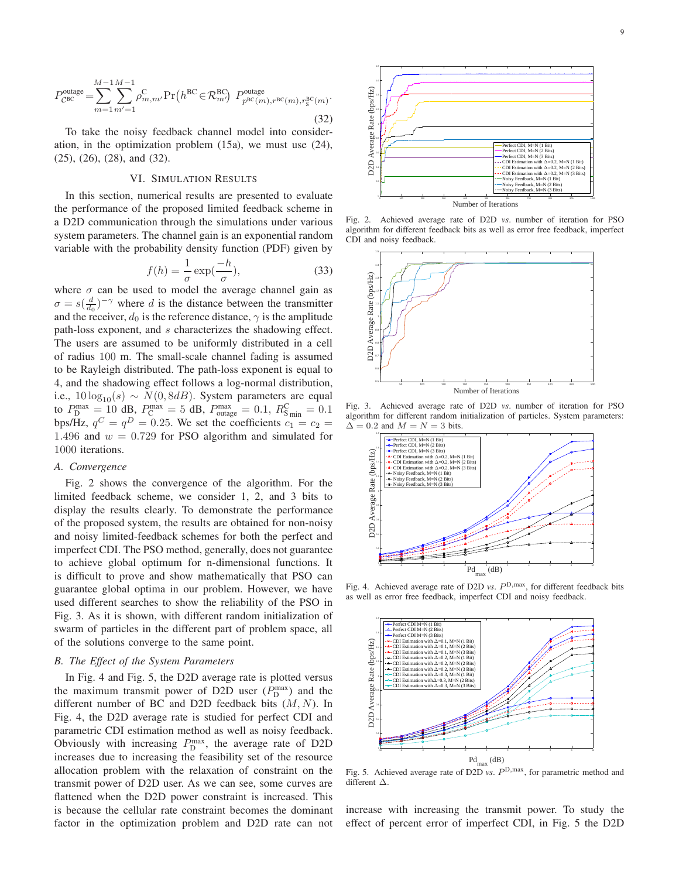$$P^{\text{outage}}_{\mathcal{C}^{\text{BC}}} = \sum_{m=1}^{M-1}\sum_{m'=1}^{M-1} \rho^{\text{C}}_{m,m'} \Pr\left(h^{\text{BC}} \in \mathcal{R}^{\text{BC}}_{m'}\right) P^{\text{outage}}_{p^{\text{BC}}(m), r^{\text{BC}}(m), r^{\text{BC}}_{\text{S}}(m)}. \tag{32}$$

To take the noisy feedback channel model into consideration, in the optimization problem (15a), we must use (24), (25), (26), (28), and (32).

## VI. Simulation Results

In this section, numerical results are presented to evaluate the performance of the proposed limited feedback scheme in a D2D communication through the simulations under various system parameters. The channel gain is an exponential random variable with the probability density function (PDF) given by

$$f(h) = \frac{1}{\sigma}\exp\left(\frac{-h}{\sigma}\right), \tag{33}$$

where $\sigma$ can be used to model the average channel gain as $\sigma = s(\frac{d}{d_0})^{-\gamma}$ where $d$ is the distance between the transmitter and the receiver, $d_0$ is the reference distance, $\gamma$ is the amplitude path-loss exponent, and $s$ characterizes the shadowing effect. The users are assumed to be uniformly distributed in a cell of radius 100 m. The small-scale channel fading is assumed to be Rayleigh distributed. The path-loss exponent is equal to 4, and the shadowing effect follows a log-normal distribution, i.e., $10\log_{10}(s) \sim N(0, 8dB)$. System parameters are equal to $P_{\text{D}}^{\max} = 10$ dB, $P_{\text{C}}^{\max} = 5$ dB, $P_{\text{outage}}^{\max} = 0.1$, $R_{\text{S min}}^{\text{C}} = 0.1$ bps/Hz, $q^C = q^D = 0.25$. We set the coefficients $c_1 = c_2 = 1.496$ and $w = 0.729$ for PSO algorithm and simulated for 1000 iterations.

### A. Convergence

Fig. 2 shows the convergence of the algorithm. For the limited feedback scheme, we consider 1, 2, and 3 bits to display the results clearly. To demonstrate the performance of the proposed system, the results are obtained for non-noisy and noisy limited-feedback schemes for both the perfect and imperfect CDI. The PSO method, generally, does not guarantee to achieve global optimum for n-dimensional functions. It is difficult to prove and show mathematically that PSO can guarantee global optima in our problem. However, we have used different searches to show the reliability of the PSO in Fig. 3. As it is shown, with different random initialization of swarm of particles in the different part of problem space, all of the solutions converge to the same point.

### B. The Effect of the System Parameters

In Fig. 4 and Fig. 5, the D2D average rate is plotted versus the maximum transmit power of D2D user ($P_{\text{D}}^{\max}$) and the different number of BC and D2D feedback bits $(M, N)$. In Fig. 4, the D2D average rate is studied for perfect CDI and parametric CDI estimation method as well as noisy feedback. Obviously with increasing $P_{\text{D}}^{\max}$, the average rate of D2D increases due to increasing the feasibility set of the resource allocation problem with the relaxation of constraint on the transmit power of D2D user. As we can see, some curves are flattened when the D2D power constraint is increased. This is because the cellular rate constraint becomes the dominant factor in the optimization problem and D2D rate can not increase with increasing the transmit power. To study the effect of percent error of imperfect CDI, in Fig. 5 the D2D

Fig. 2. Achieved average rate of D2D *vs.* number of iteration for PSO algorithm for different feedback bits as well as error free feedback, imperfect CDI and noisy feedback.

Fig. 3. Achieved average rate of D2D *vs.* number of iteration for PSO algorithm for different random initialization of particles. System parameters: $\Delta = 0.2$ and $M = N = 3$ bits.

Fig. 4. Achieved average rate of D2D *vs.* $P^{\text{D,max}}$, for different feedback bits as well as error free feedback, imperfect CDI and noisy feedback.

Fig. 5. Achieved average rate of D2D *vs.* $P^{\text{D,max}}$, for parametric method and different $\Delta$.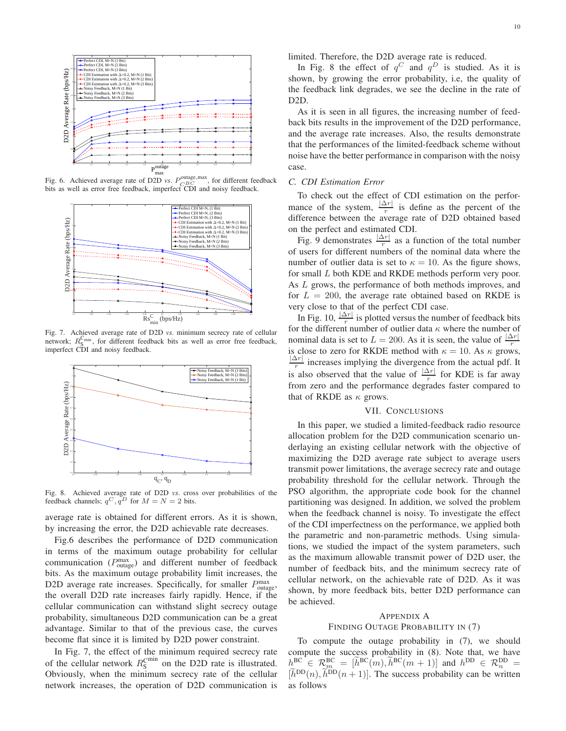Fig. 6. Achieved average rate of D2D *vs.* $P_{CBC}^{\text{outage,max}}$, for different feedback bits as well as error free feedback, imperfect CDI and noisy feedback.

Fig. 7. Achieved average rate of D2D *vs.* minimum secrecy rate of cellular network; $R_{\text{S}}^{\text{Cmin}}$, for different feedback bits as well as error free feedback, imperfect CDI and noisy feedback.

Fig. 8. Achieved average rate of D2D *vs.* cross over probabilities of the feedback channels; $q^C, q^D$ for $M = N = 2$ bits.

average rate is obtained for different errors. As it is shown, by increasing the error, the D2D achievable rate decreases.

Fig.6 describes the performance of D2D communication in terms of the maximum outage probability for cellular communication ($P_{\text{outage}}^{\text{max}}$) and different number of feedback bits. As the maximum outage probability limit increases, the D2D average rate increases. Specifically, for smaller $P_{\text{outage}}^{\text{max}}$, the overall D2D rate increases fairly rapidly. Hence, if the cellular communication can withstand slight secrecy outage probability, simultaneous D2D communication can be a great advantage. Similar to that of the previous case, the curves become flat since it is limited by D2D power constraint.

In Fig. 7, the effect of the minimum required secrecy rate of the cellular network $R_{\text{S}}^{\text{Cmin}}$ on the D2D rate is illustrated. Obviously, when the minimum secrecy rate of the cellular network increases, the operation of D2D communication is limited. Therefore, the D2D average rate is reduced.

In Fig. 8 the effect of $q^C$ and $q^D$ is studied. As it is shown, by growing the error probability, i.e, the quality of the feedback link degrades, we see the decline in the rate of D2D.

As it is seen in all figures, the increasing number of feedback bits results in the improvement of the D2D performance, and the average rate increases. Also, the results demonstrate that the performances of the limited-feedback scheme without noise have the better performance in comparison with the noisy case.

### C. CDI Estimation Error

To check out the effect of CDI estimation on the performance of the system, $\frac{|\Delta r|}{r}$ is define as the percent of the difference between the average rate of D2D obtained based on the perfect and estimated CDI.

Fig. 9 demonstrates $\frac{|\Delta r|}{r}$ as a function of the total number of users for different numbers of the nominal data where the number of outlier data is set to $\kappa = 10$. As the figure shows, for small $L$ both KDE and RKDE methods perform very poor. As $L$ grows, the performance of both methods improves, and for $L = 200$, the average rate obtained based on RKDE is very close to that of the perfect CDI case.

In Fig. 10, $\frac{|\Delta r|}{r}$ is plotted versus the number of feedback bits for the different number of outlier data $\kappa$ where the number of nominal data is set to $L = 200$. As it is seen, the value of $\frac{|\Delta r|}{r}$ is close to zero for RKDE method with $\kappa = 10$. As $\kappa$ grows, $\frac{|\Delta r|}{r}$ increases implying the divergence from the actual pdf. It is also observed that the value of $\frac{|\Delta r|}{r}$ for KDE is far away from zero and the performance degrades faster compared to that of RKDE as $\kappa$ grows.

## VII. Conclusions

In this paper, we studied a limited-feedback radio resource allocation problem for the D2D communication scenario underlaying an existing cellular network with the objective of maximizing the D2D average rate subject to average users transmit power limitations, the average secrecy rate and outage probability threshold for the cellular network. Through the PSO algorithm, the appropriate code book for the channel partitioning was designed. In addition, we solved the problem when the feedback channel is noisy. To investigate the effect of the CDI imperfectness on the performance, we applied both the parametric and non-parametric methods. Using simulations, we studied the impact of the system parameters, such as the maximum allowable transmit power of D2D user, the number of feedback bits, and the minimum secrecy rate of cellular network, on the achievable rate of D2D. As it was shown, by more feedback bits, better D2D performance can be achieved.

## Appendix A
## Finding Outage Probability in (7)

To compute the outage probability in (7), we should compute the success probability in (8). Note that, we have $h^{\text{BC}} \in \mathcal{R}_m^{\text{BC}} = [\widetilde{h}^{\text{BC}}(m), \widetilde{h}^{\text{BC}}(m+1)]$ and $h^{\text{DD}} \in \mathcal{R}_n^{\text{DD}} = [\widetilde{h}^{\text{DD}}(n), \widetilde{h}^{\text{DD}}(n+1)]$. The success probability can be written as follows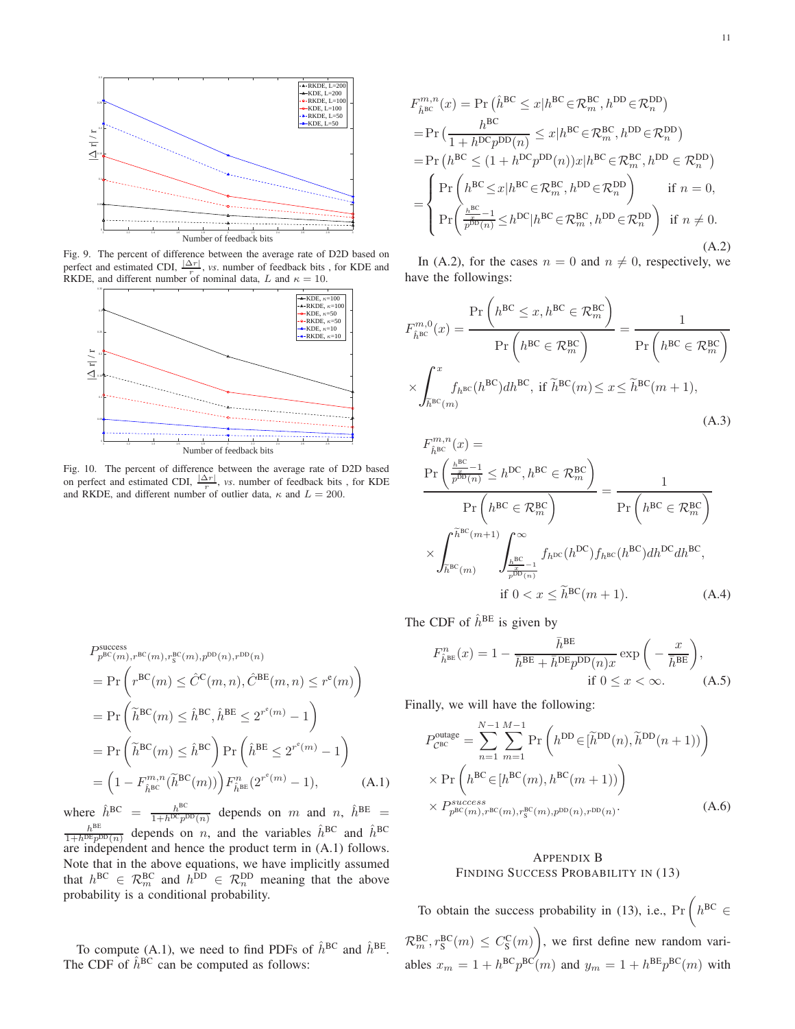Fig. 9. The percent of difference between the average rate of D2D based on perfect and estimated CDI, $\frac{|\Delta r|}{r}$, *vs.* number of feedback bits , for KDE and RKDE, and different number of nominal data, $L$ and $\kappa = 10$.

Fig. 10. The percent of difference between the average rate of D2D based on perfect and estimated CDI, $\frac{|\Delta r|}{r}$, *vs.* number of feedback bits , for KDE and RKDE, and different number of outlier data, $\kappa$ and $L = 200$.

$$
\begin{aligned}
&P^{\text{success}}_{p^{\text{BC}}(m),r^{\text{BC}}(m),r^{\text{BC}}_{\text{S}}(m),p^{\text{DD}}(n),r^{\text{DD}}(n)}\\
&= \Pr\left(r^{\text{BC}}(m) \le \hat{C}^{\text{C}}(m,n), \hat{C}^{\text{BE}}(m,n) \le r^{\text{e}}(m)\right)\\
&= \Pr\left(\widetilde{h}^{\text{BC}}(m) \le \hat{h}^{\text{BC}}, \hat{h}^{\text{BE}} \le 2^{r^{\text{e}}(m)} - 1\right)\\
&= \Pr\left(\widetilde{h}^{\text{BC}}(m) \le \hat{h}^{\text{BC}}\right) \Pr\left(\hat{h}^{\text{BE}} \le 2^{r^{\text{e}}(m)} - 1\right)\\
&= \left(1 - F^{m,n}_{\hat{h}^{\text{BC}}}(\widetilde{h}^{\text{BC}}(m))\right) F^{n}_{\hat{h}^{\text{BE}}}(2^{r^{\text{e}}(m)} - 1), \qquad \text{(A.1)}
\end{aligned}
$$

where $\hat{h}^{\text{BC}} = \frac{h^{\text{BC}}}{1+h^{\text{DC}}p^{\text{DD}}(n)}$ depends on $m$ and $n$, $\hat{h}^{\text{BE}} = \frac{h^{\text{BE}}}{1+h^{\text{DE}}p^{\text{DD}}(n)}$ depends on $n$, and the variables $\hat{h}^{\text{BC}}$ and $\hat{h}^{\text{BC}}$ are independent and hence the product term in (A.1) follows. Note that in the above equations, we have implicitly assumed that $h^{\text{BC}} \in \mathcal{R}^{\text{BC}}_m$ and $h^{\text{DD}} \in \mathcal{R}^{\text{DD}}_n$ meaning that the above probability is a conditional probability.

To compute (A.1), we need to find PDFs of $\hat{h}^{\text{BC}}$ and $\hat{h}^{\text{BE}}$. The CDF of $\hat{h}^{\text{BC}}$ can be computed as follows:

$$
\begin{aligned}
&F^{m,n}_{\hat{h}^{\text{BC}}}(x) = \Pr\left(\hat{h}^{\text{BC}} \le x | h^{\text{BC}} \in \mathcal{R}^{\text{BC}}_m, h^{\text{DD}} \in \mathcal{R}^{\text{DD}}_n\right)\\
&= \Pr\left(\frac{h^{\text{BC}}}{1+h^{\text{DC}}p^{\text{DD}}(n)} \le x | h^{\text{BC}} \in \mathcal{R}^{\text{BC}}_m, h^{\text{DD}} \in \mathcal{R}^{\text{DD}}_n\right)\\
&= \Pr\left(h^{\text{BC}} \le (1+h^{\text{DC}}p^{\text{DD}}(n))x | h^{\text{BC}} \in \mathcal{R}^{\text{BC}}_m, h^{\text{DD}} \in \mathcal{R}^{\text{DD}}_n\right)\\
&= \begin{cases} \Pr\left(h^{\text{BC}} \le x | h^{\text{BC}} \in \mathcal{R}^{\text{BC}}_m, h^{\text{DD}} \in \mathcal{R}^{\text{DD}}_n\right) & \text{if } n = 0,\\ \Pr\left(\frac{\frac{h^{\text{BC}}}{x}-1}{p^{\text{DD}}(n)} \le h^{\text{DC}} | h^{\text{BC}} \in \mathcal{R}^{\text{BC}}_m, h^{\text{DD}} \in \mathcal{R}^{\text{DD}}_n\right) & \text{if } n \ne 0. \end{cases} \qquad \text{(A.2)}
\end{aligned}
$$

In (A.2), for the cases $n = 0$ and $n \ne 0$, respectively, we have the followings:

$$
\begin{aligned}
F^{m,0}_{\hat{h}^{\text{BC}}}(x) &= \frac{\Pr\left(h^{\text{BC}} \le x, h^{\text{BC}} \in \mathcal{R}^{\text{BC}}_m\right)}{\Pr\left(h^{\text{BC}} \in \mathcal{R}^{\text{BC}}_m\right)} = \frac{1}{\Pr\left(h^{\text{BC}} \in \mathcal{R}^{\text{BC}}_m\right)}\\
&\times \int_{\widetilde{h}^{\text{BC}}(m)}^{x} f_{h^{\text{BC}}}(h^{\text{BC}}) dh^{\text{BC}}, \text{ if } \widetilde{h}^{\text{BC}}(m) \le x \le \widetilde{h}^{\text{BC}}(m+1), \qquad \text{(A.3)}
\end{aligned}
$$

$$
\begin{aligned}
&F^{m,n}_{\hat{h}^{\text{BC}}}(x) =\\
&\frac{\Pr\left(\frac{\frac{h^{\text{BC}}}{x}-1}{p^{\text{DD}}(n)} \le h^{\text{DC}}, h^{\text{BC}} \in \mathcal{R}^{\text{BC}}_m\right)}{\Pr\left(h^{\text{BC}} \in \mathcal{R}^{\text{BC}}_m\right)} = \frac{1}{\Pr\left(h^{\text{BC}} \in \mathcal{R}^{\text{BC}}_m\right)}\\
&\times \int_{\widetilde{h}^{\text{BC}}(m)}^{\widetilde{h}^{\text{BC}}(m+1)} \int_{\frac{\frac{h^{\text{BC}}}{x}-1}{p^{\text{DD}}(n)}}^{\infty} f_{h^{\text{DC}}}(h^{\text{DC}}) f_{h^{\text{BC}}}(h^{\text{BC}}) dh^{\text{DC}} dh^{\text{BC}},\\
&\qquad \text{if } 0 < x \le \widetilde{h}^{\text{BC}}(m+1). \qquad \text{(A.4)}
\end{aligned}
$$

The CDF of $\hat{h}^{\text{BE}}$ is given by

$$
F^{n}_{\hat{h}^{\text{BE}}}(x) = 1 - \frac{\bar{h}^{\text{BE}}}{\bar{h}^{\text{BE}} + \bar{h}^{\text{DE}}p^{\text{DD}}(n)x} \exp\left(-\frac{x}{\bar{h}^{\text{BE}}}\right), \quad \text{if } 0 \le x < \infty. \qquad \text{(A.5)}
$$

Finally, we will have the following:

$$
\begin{aligned}
P^{\text{outage}}_{\mathcal{C}^{\text{BC}}} &= \sum_{n=1}^{N-1}\sum_{m=1}^{M-1} \Pr\left(h^{\text{DD}} \in [\widetilde{h}^{\text{DD}}(n), \widetilde{h}^{\text{DD}}(n+1))\right)\\
&\times \Pr\left(h^{\text{BC}} \in [h^{\text{BC}}(m), h^{\text{BC}}(m+1))\right)\\
&\times P^{success}_{p^{\text{BC}}(m),r^{\text{BC}}(m),r^{\text{BC}}_{\text{S}}(m),p^{\text{DD}}(n),r^{\text{DD}}(n)}. \qquad \text{(A.6)}
\end{aligned}
$$

## Appendix B
## Finding Success Probability in (13)

To obtain the success probability in (13), i.e., $\Pr\left(h^{\text{BC}} \in \mathcal{R}^{\text{BC}}_m, r^{\text{BC}}_{\text{S}}(m) \le C^{\text{C}}_{\text{S}}(m)\right)$, we first define new random variables $x_m = 1 + h^{\text{BC}}p^{\text{BC}}(m)$ and $y_m = 1 + h^{\text{BE}}p^{\text{BC}}(m)$ with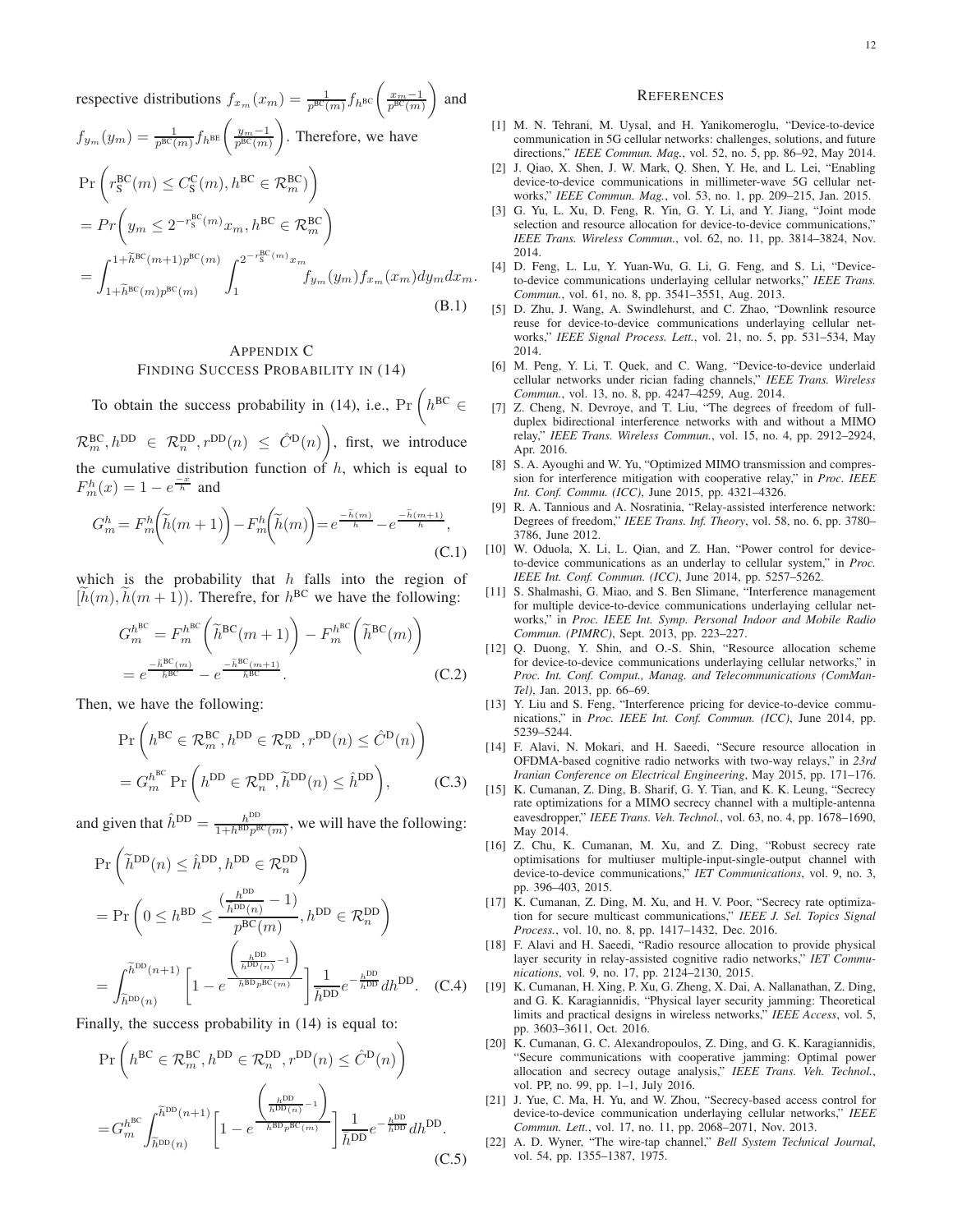respective distributions $f_{x_m}(x_m) = \frac{1}{p^{\mathrm{BC}}(m)} f_{h^{\mathrm{BC}}}\left(\frac{x_m-1}{p^{\mathrm{BC}}(m)}\right)$ and $f_{y_m}(y_m) = \frac{1}{p^{\mathrm{BC}}(m)} f_{h^{\mathrm{BE}}}\left(\frac{y_m-1}{p^{\mathrm{BC}}(m)}\right)$. Therefore, we have

$$
\begin{aligned}
&\Pr\left(r_{\mathrm{S}}^{\mathrm{BC}}(m) \leq C_{\mathrm{S}}^{\mathrm{C}}(m), h^{\mathrm{BC}} \in \mathcal{R}_m^{\mathrm{BC}})\right) \\
&= Pr\left(y_m \leq 2^{-r_{\mathrm{S}}^{\mathrm{BC}}(m)} x_m, h^{\mathrm{BC}} \in \mathcal{R}_m^{\mathrm{BC}}\right) \\
&= \int_{1+\widetilde{h}^{\mathrm{BC}}(m)p^{\mathrm{BC}}(m)}^{1+\widetilde{h}^{\mathrm{BC}}(m+1)p^{\mathrm{BC}}(m)} \int_{1}^{2^{-r_{\mathrm{S}}^{\mathrm{BC}}(m)}x_m} f_{y_m}(y_m) f_{x_m}(x_m) dy_m dx_m.
\end{aligned} \tag{B.1}
$$

## Appendix C
## Finding Success Probability in (14)

To obtain the success probability in (14), i.e., $\Pr\left(h^{\mathrm{BC}} \in \mathcal{R}_m^{\mathrm{BC}}, h^{\mathrm{DD}} \in \mathcal{R}_n^{\mathrm{DD}}, r^{\mathrm{DD}}(n) \leq \hat{C}^{\mathrm{D}}(n)\right)$, first, we introduce the cumulative distribution function of $h$, which is equal to $F_m^h(x) = 1 - e^{\frac{-x}{\bar{h}}}$ and

$$
G_m^h = F_m^h\left(\widetilde{h}(m+1)\right) - F_m^h\left(\widetilde{h}(m)\right) = e^{\frac{-\widetilde{h}(m)}{\bar{h}}} - e^{\frac{-\widetilde{h}(m+1)}{\bar{h}}}, \tag{C.1}
$$

which is the probability that $h$ falls into the region of $[\widetilde{h}(m), \widetilde{h}(m+1))$. Therefre, for $h^{\mathrm{BC}}$ we have the following:

$$
\begin{aligned}
G_m^{h^{\mathrm{BC}}} &= F_m^{h^{\mathrm{BC}}}\left(\widetilde{h}^{\mathrm{BC}}(m+1)\right) - F_m^{h^{\mathrm{BC}}}\left(\widetilde{h}^{\mathrm{BC}}(m)\right) \\
&= e^{\frac{-\widetilde{h}^{\mathrm{BC}}(m)}{\bar{h}^{\mathrm{BC}}}} - e^{\frac{-\widetilde{h}^{\mathrm{BC}}(m+1)}{\bar{h}^{\mathrm{BC}}}}.
\end{aligned} \tag{C.2}
$$

Then, we have the following:

$$
\begin{aligned}
&\Pr\left(h^{\mathrm{BC}} \in \mathcal{R}_m^{\mathrm{BC}}, h^{\mathrm{DD}} \in \mathcal{R}_n^{\mathrm{DD}}, r^{\mathrm{DD}}(n) \leq \hat{C}^{\mathrm{D}}(n)\right) \\
&= G_m^{h^{\mathrm{BC}}} \Pr\left(h^{\mathrm{DD}} \in \mathcal{R}_n^{\mathrm{DD}}, \widetilde{h}^{\mathrm{DD}}(n) \leq \hat{h}^{\mathrm{DD}}\right),
\end{aligned} \tag{C.3}
$$

and given that $\hat{h}^{\mathrm{DD}} = \frac{h^{\mathrm{DD}}}{1+h^{\mathrm{BD}}p^{\mathrm{BC}}(m)}$, we will have the following:

$$
\begin{aligned}
&\Pr\left(\widetilde{h}^{\mathrm{DD}}(n) \leq \hat{h}^{\mathrm{DD}}, h^{\mathrm{DD}} \in \mathcal{R}_n^{\mathrm{DD}}\right) \\
&= \Pr\left(0 \leq h^{\mathrm{BD}} \leq \frac{\left(\frac{h^{\mathrm{DD}}}{\widetilde{h}^{\mathrm{DD}}(n)} - 1\right)}{p^{\mathrm{BC}}(m)}, h^{\mathrm{DD}} \in \mathcal{R}_n^{\mathrm{DD}}\right) \\
&= \int_{\widetilde{h}^{\mathrm{DD}}(n)}^{\widetilde{h}^{\mathrm{DD}}(n+1)} \left[1 - e^{-\frac{\left(\frac{h^{\mathrm{DD}}}{\widetilde{h}^{\mathrm{DD}}(n)} - 1\right)}{\bar{h}^{\mathrm{BD}}p^{\mathrm{BC}}(m)}}\right] \frac{1}{\bar{h}^{\mathrm{DD}}} e^{-\frac{h^{\mathrm{DD}}}{\bar{h}^{\mathrm{DD}}}} dh^{\mathrm{DD}}.
\end{aligned} \tag{C.4}
$$

Finally, the success probability in (14) is equal to:

$$
\begin{aligned}
&\Pr\left(h^{\mathrm{BC}} \in \mathcal{R}_m^{\mathrm{BC}}, h^{\mathrm{DD}} \in \mathcal{R}_n^{\mathrm{DD}}, r^{\mathrm{DD}}(n) \leq \hat{C}^{\mathrm{D}}(n)\right) \\
&= G_m^{h^{\mathrm{BC}}} \int_{\widetilde{h}^{\mathrm{DD}}(n)}^{\widetilde{h}^{\mathrm{DD}}(n+1)} \left[1 - e^{-\frac{\left(\frac{h^{\mathrm{DD}}}{\widetilde{h}^{\mathrm{DD}}(n)} - 1\right)}{\bar{h}^{\mathrm{BD}}p^{\mathrm{BC}}(m)}}\right] \frac{1}{\bar{h}^{\mathrm{DD}}} e^{-\frac{h^{\mathrm{DD}}}{\bar{h}^{\mathrm{DD}}}} dh^{\mathrm{DD}}.
\end{aligned} \tag{C.5}
$$

## References

[1] M. N. Tehrani, M. Uysal, and H. Yanikomeroglu, "Device-to-device communication in 5G cellular networks: challenges, solutions, and future directions," *IEEE Commun. Mag.*, vol. 52, no. 5, pp. 86–92, May 2014.

[2] J. Qiao, X. Shen, J. W. Mark, Q. Shen, Y. He, and L. Lei, "Enabling device-to-device communications in millimeter-wave 5G cellular networks," *IEEE Commun. Mag.*, vol. 53, no. 1, pp. 209–215, Jan. 2015.

[3] G. Yu, L. Xu, D. Feng, R. Yin, G. Y. Li, and Y. Jiang, "Joint mode selection and resource allocation for device-to-device communications," *IEEE Trans. Wireless Commun.*, vol. 62, no. 11, pp. 3814–3824, Nov. 2014.

[4] D. Feng, L. Lu, Y. Yuan-Wu, G. Li, G. Feng, and S. Li, "Device-to-device communications underlaying cellular networks," *IEEE Trans. Commun.*, vol. 61, no. 8, pp. 3541–3551, Aug. 2013.

[5] D. Zhu, J. Wang, A. Swindlehurst, and C. Zhao, "Downlink resource reuse for device-to-device communications underlaying cellular networks," *IEEE Signal Process. Lett.*, vol. 21, no. 5, pp. 531–534, May 2014.

[6] M. Peng, Y. Li, T. Quek, and C. Wang, "Device-to-device underlaid cellular networks under rician fading channels," *IEEE Trans. Wireless Commun.*, vol. 13, no. 8, pp. 4247–4259, Aug. 2014.

[7] Z. Cheng, N. Devroye, and T. Liu, "The degrees of freedom of full-duplex bidirectional interference networks with and without a MIMO relay," *IEEE Trans. Wireless Commun.*, vol. 15, no. 4, pp. 2912–2924, Apr. 2016.

[8] S. A. Ayoughi and W. Yu, "Optimized MIMO transmission and compression for interference mitigation with cooperative relay," in *Proc. IEEE Int. Conf. Commu. (ICC)*, June 2015, pp. 4321–4326.

[9] R. A. Tannious and A. Nosratinia, "Relay-assisted interference network: Degrees of freedom," *IEEE Trans. Inf. Theory*, vol. 58, no. 6, pp. 3780–3786, June 2012.

[10] W. Oduola, X. Li, L. Qian, and Z. Han, "Power control for device-to-device communications as an underlay to cellular system," in *Proc. IEEE Int. Conf. Commun. (ICC)*, June 2014, pp. 5257–5262.

[11] S. Shalmashi, G. Miao, and S. Ben Slimane, "Interference management for multiple device-to-device communications underlaying cellular networks," in *Proc. IEEE Int. Symp. Personal Indoor and Mobile Radio Commun. (PIMRC)*, Sept. 2013, pp. 223–227.

[12] Q. Duong, Y. Shin, and O.-S. Shin, "Resource allocation scheme for device-to-device communications underlaying cellular networks," in *Proc. Int. Conf. Comput., Manag. and Telecommunications (ComManTel)*, Jan. 2013, pp. 66–69.

[13] Y. Liu and S. Feng, "Interference pricing for device-to-device communications," in *Proc. IEEE Int. Conf. Commun. (ICC)*, June 2014, pp. 5239–5244.

[14] F. Alavi, N. Mokari, and H. Saeedi, "Secure resource allocation in OFDMA-based cognitive radio networks with two-way relays," in *23rd Iranian Conference on Electrical Engineering*, May 2015, pp. 171–176.

[15] K. Cumanan, Z. Ding, B. Sharif, G. Y. Tian, and K. K. Leung, "Secrecy rate optimizations for a MIMO secrecy channel with a multiple-antenna eavesdropper," *IEEE Trans. Veh. Technol.*, vol. 63, no. 4, pp. 1678–1690, May 2014.

[16] Z. Chu, K. Cumanan, M. Xu, and Z. Ding, "Robust secrecy rate optimisations for multiuser multiple-input-single-output channel with device-to-device communications," *IET Communications*, vol. 9, no. 3, pp. 396–403, 2015.

[17] K. Cumanan, Z. Ding, M. Xu, and H. V. Poor, "Secrecy rate optimization for secure multicast communications," *IEEE J. Sel. Topics Signal Process.*, vol. 10, no. 8, pp. 1417–1432, Dec. 2016.

[18] F. Alavi and H. Saeedi, "Radio resource allocation to provide physical layer security in relay-assisted cognitive radio networks," *IET Communications*, vol. 9, no. 17, pp. 2124–2130, 2015.

[19] K. Cumanan, H. Xing, P. Xu, G. Zheng, X. Dai, A. Nallanathan, Z. Ding, and G. K. Karagiannidis, "Physical layer security jamming: Theoretical limits and practical designs in wireless networks," *IEEE Access*, vol. 5, pp. 3603–3611, Oct. 2016.

[20] K. Cumanan, G. C. Alexandropoulos, Z. Ding, and G. K. Karagiannidis, "Secure communications with cooperative jamming: Optimal power allocation and secrecy outage analysis," *IEEE Trans. Veh. Technol.*, vol. PP, no. 99, pp. 1–1, July 2016.

[21] J. Yue, C. Ma, H. Yu, and W. Zhou, "Secrecy-based access control for device-to-device communication underlaying cellular networks," *IEEE Commun. Lett.*, vol. 17, no. 11, pp. 2068–2071, Nov. 2013.

[22] A. D. Wyner, "The wire-tap channel," *Bell System Technical Journal*, vol. 54, pp. 1355–1387, 1975.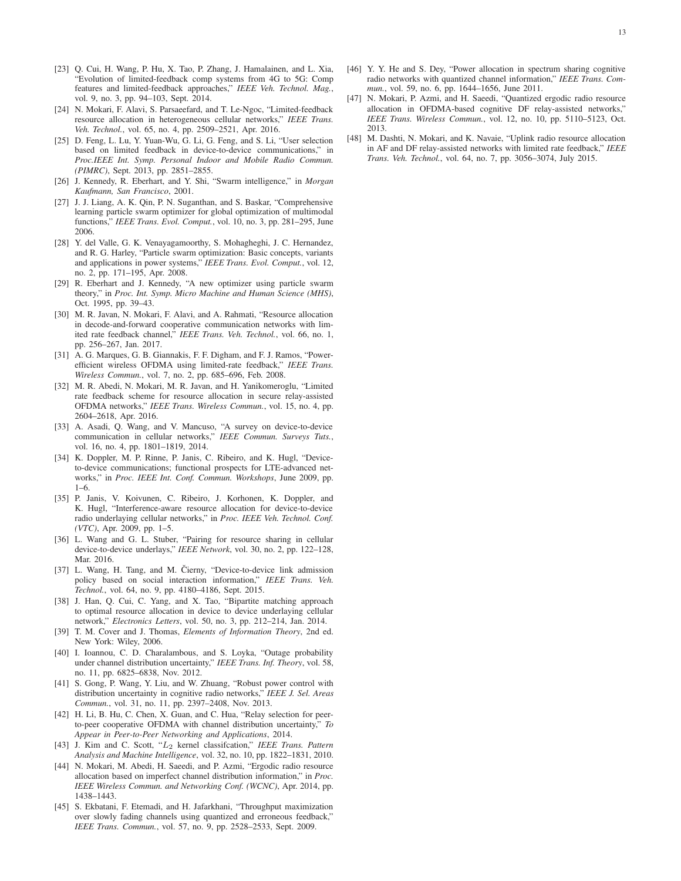[23] Q. Cui, H. Wang, P. Hu, X. Tao, P. Zhang, J. Hamalainen, and L. Xia, "Evolution of limited-feedback comp systems from 4G to 5G: Comp features and limited-feedback approaches," *IEEE Veh. Technol. Mag.*, vol. 9, no. 3, pp. 94–103, Sept. 2014.

[24] N. Mokari, F. Alavi, S. Parsaeefard, and T. Le-Ngoc, "Limited-feedback resource allocation in heterogeneous cellular networks," *IEEE Trans. Veh. Technol.*, vol. 65, no. 4, pp. 2509–2521, Apr. 2016.

[25] D. Feng, L. Lu, Y. Yuan-Wu, G. Li, G. Feng, and S. Li, "User selection based on limited feedback in device-to-device communications," in *Proc.IEEE Int. Symp. Personal Indoor and Mobile Radio Commun. (PIMRC)*, Sept. 2013, pp. 2851–2855.

[26] J. Kennedy, R. Eberhart, and Y. Shi, "Swarm intelligence," in *Morgan Kaufmann, San Francisco*, 2001.

[27] J. J. Liang, A. K. Qin, P. N. Suganthan, and S. Baskar, "Comprehensive learning particle swarm optimizer for global optimization of multimodal functions," *IEEE Trans. Evol. Comput.*, vol. 10, no. 3, pp. 281–295, June 2006.

[28] Y. del Valle, G. K. Venayagamoorthy, S. Mohagheghi, J. C. Hernandez, and R. G. Harley, "Particle swarm optimization: Basic concepts, variants and applications in power systems," *IEEE Trans. Evol. Comput.*, vol. 12, no. 2, pp. 171–195, Apr. 2008.

[29] R. Eberhart and J. Kennedy, "A new optimizer using particle swarm theory," in *Proc. Int. Symp. Micro Machine and Human Science (MHS)*, Oct. 1995, pp. 39–43.

[30] M. R. Javan, N. Mokari, F. Alavi, and A. Rahmati, "Resource allocation in decode-and-forward cooperative communication networks with limited rate feedback channel," *IEEE Trans. Veh. Technol.*, vol. 66, no. 1, pp. 256–267, Jan. 2017.

[31] A. G. Marques, G. B. Giannakis, F. F. Digham, and F. J. Ramos, "Power-efficient wireless OFDMA using limited-rate feedback," *IEEE Trans. Wireless Commun.*, vol. 7, no. 2, pp. 685–696, Feb. 2008.

[32] M. R. Abedi, N. Mokari, M. R. Javan, and H. Yanikomeroglu, "Limited rate feedback scheme for resource allocation in secure relay-assisted OFDMA networks," *IEEE Trans. Wireless Commun.*, vol. 15, no. 4, pp. 2604–2618, Apr. 2016.

[33] A. Asadi, Q. Wang, and V. Mancuso, "A survey on device-to-device communication in cellular networks," *IEEE Commun. Surveys Tuts.*, vol. 16, no. 4, pp. 1801–1819, 2014.

[34] K. Doppler, M. P. Rinne, P. Janis, C. Ribeiro, and K. Hugl, "Device-to-device communications; functional prospects for LTE-advanced networks," in *Proc. IEEE Int. Conf. Commun. Workshops*, June 2009, pp. 1–6.

[35] P. Janis, V. Koivunen, C. Ribeiro, J. Korhonen, K. Doppler, and K. Hugl, "Interference-aware resource allocation for device-to-device radio underlaying cellular networks," in *Proc. IEEE Veh. Technol. Conf. (VTC)*, Apr. 2009, pp. 1–5.

[36] L. Wang and G. L. Stuber, "Pairing for resource sharing in cellular device-to-device underlays," *IEEE Network*, vol. 30, no. 2, pp. 122–128, Mar. 2016.

[37] L. Wang, H. Tang, and M. Čierny, "Device-to-device link admission policy based on social interaction information," *IEEE Trans. Veh. Technol.*, vol. 64, no. 9, pp. 4180–4186, Sept. 2015.

[38] J. Han, Q. Cui, C. Yang, and X. Tao, "Bipartite matching approach to optimal resource allocation in device to device underlaying cellular network," *Electronics Letters*, vol. 50, no. 3, pp. 212–214, Jan. 2014.

[39] T. M. Cover and J. Thomas, *Elements of Information Theory*, 2nd ed. New York: Wiley, 2006.

[40] I. Ioannou, C. D. Charalambous, and S. Loyka, "Outage probability under channel distribution uncertainty," *IEEE Trans. Inf. Theory*, vol. 58, no. 11, pp. 6825–6838, Nov. 2012.

[41] S. Gong, P. Wang, Y. Liu, and W. Zhuang, "Robust power control with distribution uncertainty in cognitive radio networks," *IEEE J. Sel. Areas Commun.*, vol. 31, no. 11, pp. 2397–2408, Nov. 2013.

[42] H. Li, B. Hu, C. Chen, X. Guan, and C. Hua, "Relay selection for peer-to-peer cooperative OFDMA with channel distribution uncertainty," *To Appear in Peer-to-Peer Networking and Applications*, 2014.

[43] J. Kim and C. Scott, "$L_2$ kernel classifcation," *IEEE Trans. Pattern Analysis and Machine Intelligence*, vol. 32, no. 10, pp. 1822–1831, 2010.

[44] N. Mokari, M. Abedi, H. Saeedi, and P. Azmi, "Ergodic radio resource allocation based on imperfect channel distribution information," in *Proc. IEEE Wireless Commun. and Networking Conf. (WCNC)*, Apr. 2014, pp. 1438–1443.

[45] S. Ekbatani, F. Etemadi, and H. Jafarkhani, "Throughput maximization over slowly fading channels using quantized and erroneous feedback," *IEEE Trans. Commun.*, vol. 57, no. 9, pp. 2528–2533, Sept. 2009.

[46] Y. Y. He and S. Dey, "Power allocation in spectrum sharing cognitive radio networks with quantized channel information," *IEEE Trans. Commun.*, vol. 59, no. 6, pp. 1644–1656, June 2011.

[47] N. Mokari, P. Azmi, and H. Saeedi, "Quantized ergodic radio resource allocation in OFDMA-based cognitive DF relay-assisted networks," *IEEE Trans. Wireless Commun.*, vol. 12, no. 10, pp. 5110–5123, Oct. 2013.

[48] M. Dashti, N. Mokari, and K. Navaie, "Uplink radio resource allocation in AF and DF relay-assisted networks with limited rate feedback," *IEEE Trans. Veh. Technol.*, vol. 64, no. 7, pp. 3056–3074, July 2015.